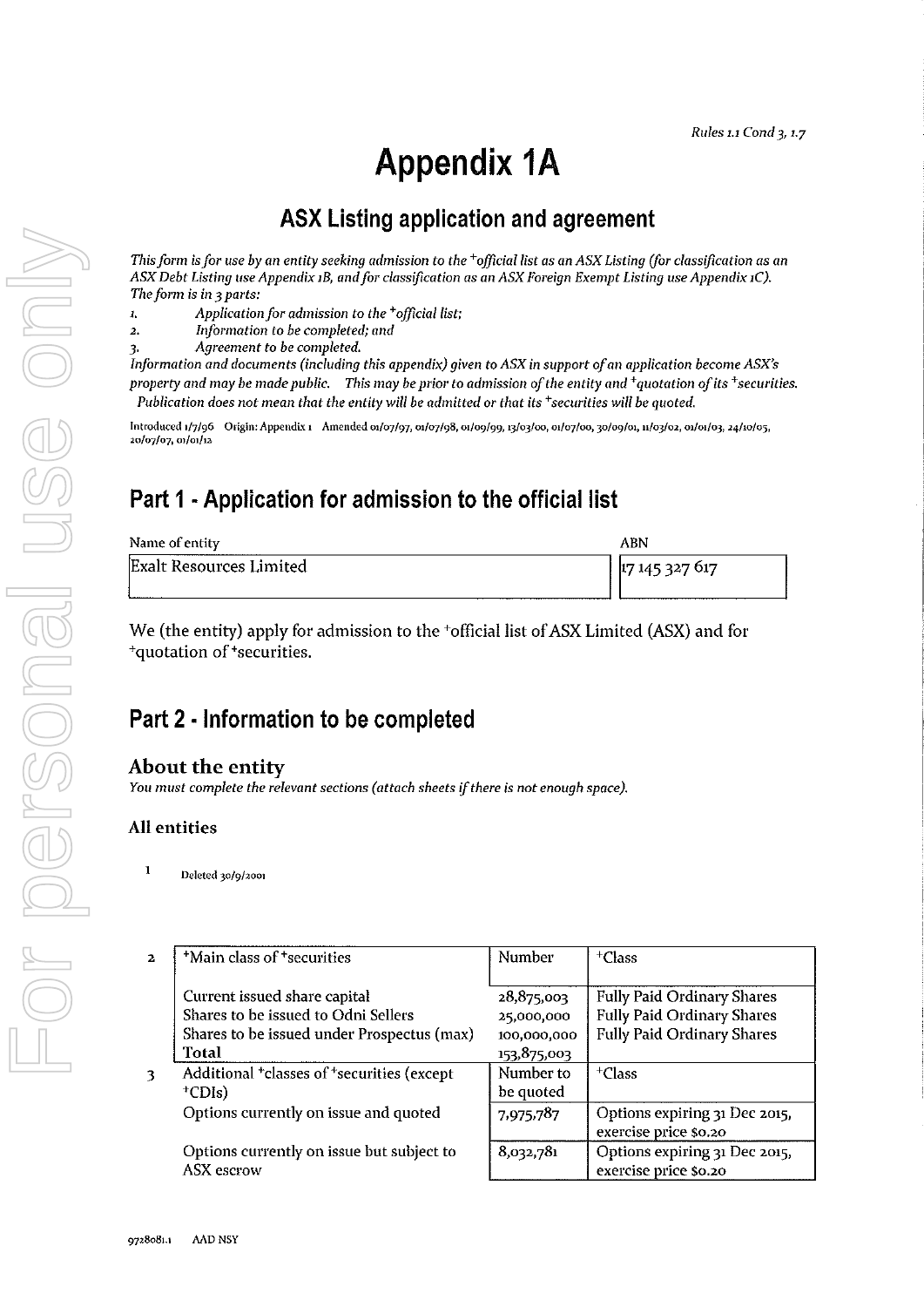*Rules 1.1 Cond 3, 1.7*

# Appendix 1A

## ASX Listing application and agreement

*This form is for use by an entity seeking admission to the +official list as an ASX Listing (for classification as an ASX Debt Listing use Appendix 1B, and for classification as an ASX Foreign Exempt Listing use Appendix 1C). The form is in 3 parts:*

1. *Application for admission to the +official list;*
2. *Information to be completed; and*
3. *Agreement to be completed.*

*Information and documents (including this appendix) given to ASX in support of an application become ASX's property and may be made public. This may be prior to admission of the entity and +quotation of its +securities. Publication does not mean that the entity will be admitted or that its +securities will be quoted.*

Introduced 1/7/96 Origin: Appendix 1 Amended 01/07/97, 01/07/98, 01/09/99, 13/03/00, 01/07/00, 30/09/01, 11/03/02, 01/01/03, 24/10/05, 20/07/07, 01/01/12

## Part 1 - Application for admission to the official list

| Name of entity | ABN |
|---|---|
| Exalt Resources Limited | 17 145 327 617 |

We (the entity) apply for admission to the +official list of ASX Limited (ASX) and for +quotation of +securities.

## Part 2 - Information to be completed

### About the entity

*You must complete the relevant sections (attach sheets if there is not enough space).*

### All entities

1 Deleted 30/9/2001

| | +Main class of +securities | Number | +Class |
|---|---|---|---|
| 2 | Current issued share capital | 28,875,003 | Fully Paid Ordinary Shares |
| | Shares to be issued to Odni Sellers | 25,000,000 | Fully Paid Ordinary Shares |
| | Shares to be issued under Prospectus (max) | 100,000,000 | Fully Paid Ordinary Shares |
| | **Total** | 153,875,003 | |
| 3 | Additional +classes of +securities (except +CDIs) | Number to be quoted | +Class |
| | Options currently on issue and quoted | 7,975,787 | Options expiring 31 Dec 2015, exercise price $0.20 |
| | Options currently on issue but subject to ASX escrow | 8,032,781 | Options expiring 31 Dec 2015, exercise price $0.20 |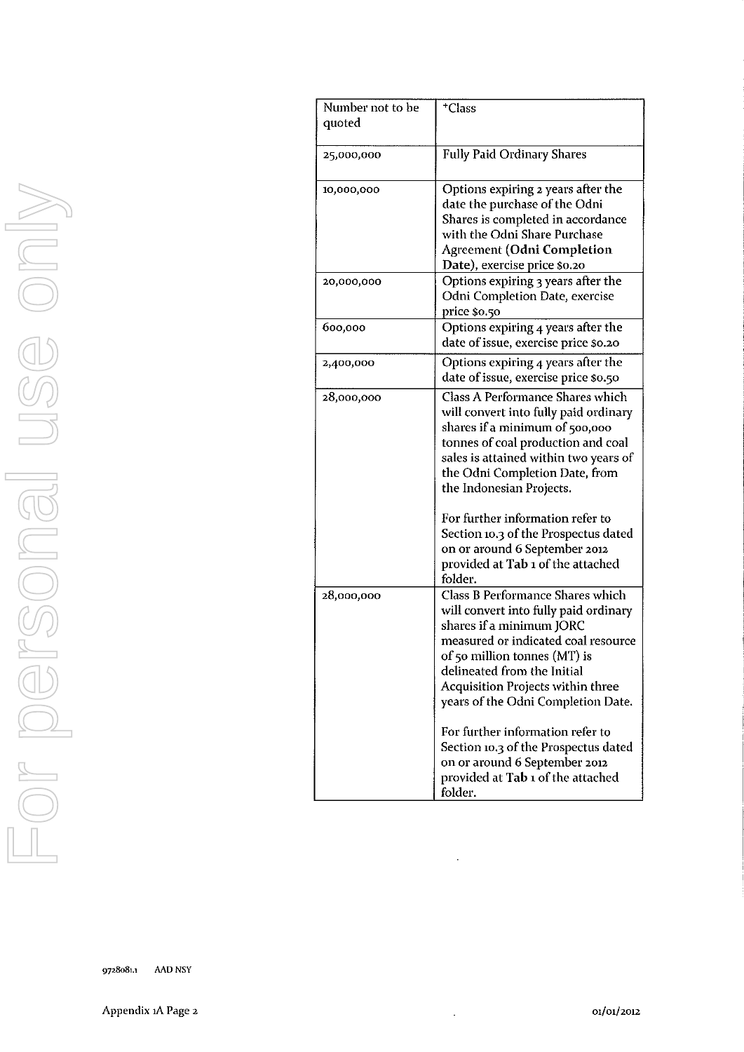| Number not to be quoted | +Class |
|---|---|
| 25,000,000 | Fully Paid Ordinary Shares |
| 10,000,000 | Options expiring 2 years after the date the purchase of the Odni Shares is completed in accordance with the Odni Share Purchase Agreement (**Odni Completion Date**), exercise price $0.20 |
| 20,000,000 | Options expiring 3 years after the Odni Completion Date, exercise price $0.50 |
| 600,000 | Options expiring 4 years after the date of issue, exercise price $0.20 |
| 2,400,000 | Options expiring 4 years after the date of issue, exercise price $0.50 |
| 28,000,000 | Class A Performance Shares which will convert into fully paid ordinary shares if a minimum of 500,000 tonnes of coal production and coal sales is attained within two years of the Odni Completion Date, from the Indonesian Projects.<br><br>For further information refer to Section 10.3 of the Prospectus dated on or around 6 September 2012 provided at **Tab** 1 of the attached folder. |
| 28,000,000 | Class B Performance Shares which will convert into fully paid ordinary shares if a minimum JORC measured or indicated coal resource of 50 million tonnes (MT) is delineated from the Initial Acquisition Projects within three years of the Odni Completion Date.<br><br>For further information refer to Section 10.3 of the Prospectus dated on or around 6 September 2012 provided at **Tab** 1 of the attached folder. |

9728081.1 AAD NSY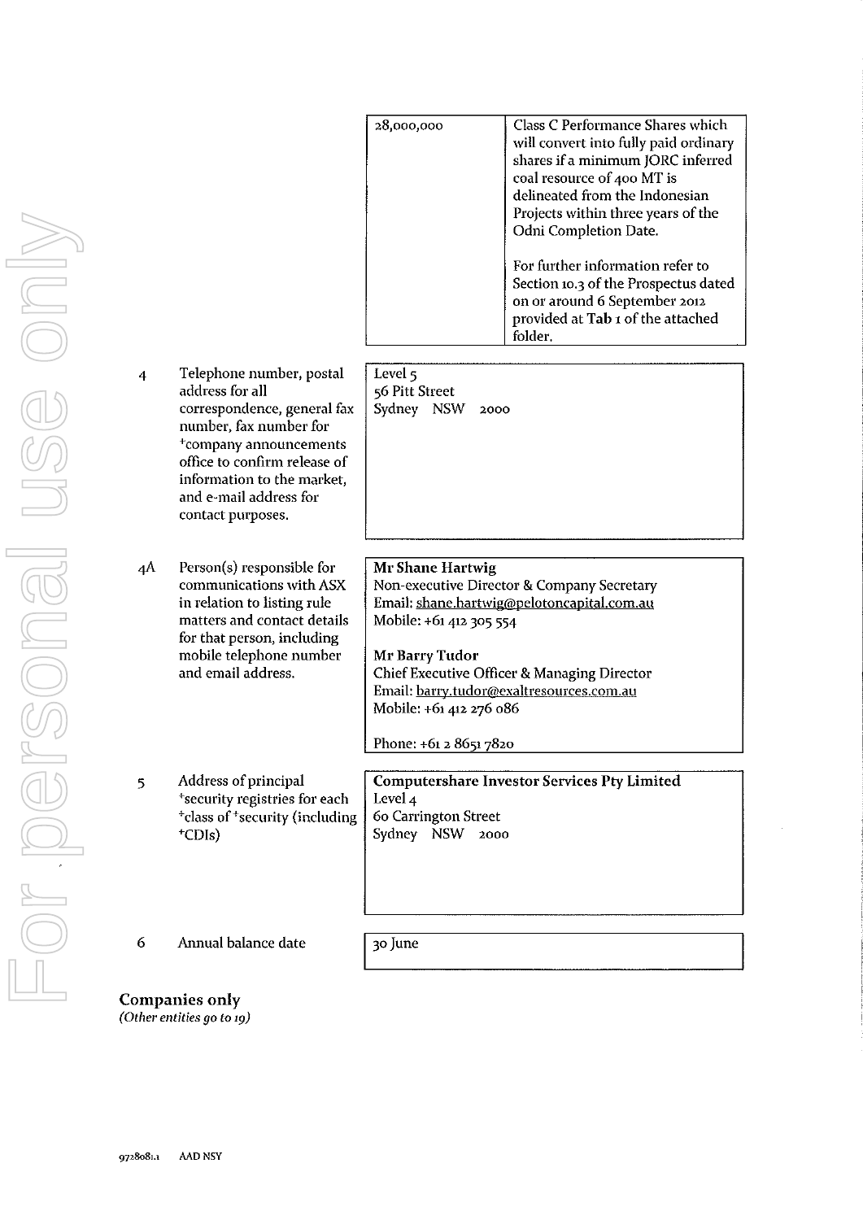| | | | |
|---|---|---|---|
| | | 28,000,000 | Class C Performance Shares which will convert into fully paid ordinary shares if a minimum JORC inferred coal resource of 400 MT is delineated from the Indonesian Projects within three years of the Odni Completion Date.<br><br>For further information refer to Section 10.3 of the Prospectus dated on or around 6 September 2012 provided at **Tab 1** of the attached folder. |
| 4 | Telephone number, postal address for all correspondence, general fax number, fax number for +company announcements office to confirm release of information to the market, and e-mail address for contact purposes. | Level 5<br>56 Pitt Street<br>Sydney NSW 2000 | |
| 4A | Person(s) responsible for communications with ASX in relation to listing rule matters and contact details for that person, including mobile telephone number and email address. | **Mr Shane Hartwig**<br>Non-executive Director & Company Secretary<br>Email: shane.hartwig@pelotoncapital.com.au<br>Mobile: +61 412 305 554<br><br>**Mr Barry Tudor**<br>Chief Executive Officer & Managing Director<br>Email: barry.tudor@exaltresources.com.au<br>Mobile: +61 412 276 086<br><br>Phone: +61 2 8651 7820 | |
| 5 | Address of principal +security registries for each +class of +security (including +CDIs) | **Computershare Investor Services Pty Limited**<br>Level 4<br>60 Carrington Street<br>Sydney NSW 2000 | |
| 6 | Annual balance date | 30 June | |

**Companies only**
*(Other entities go to 19)*

9728081.1 AAD NSY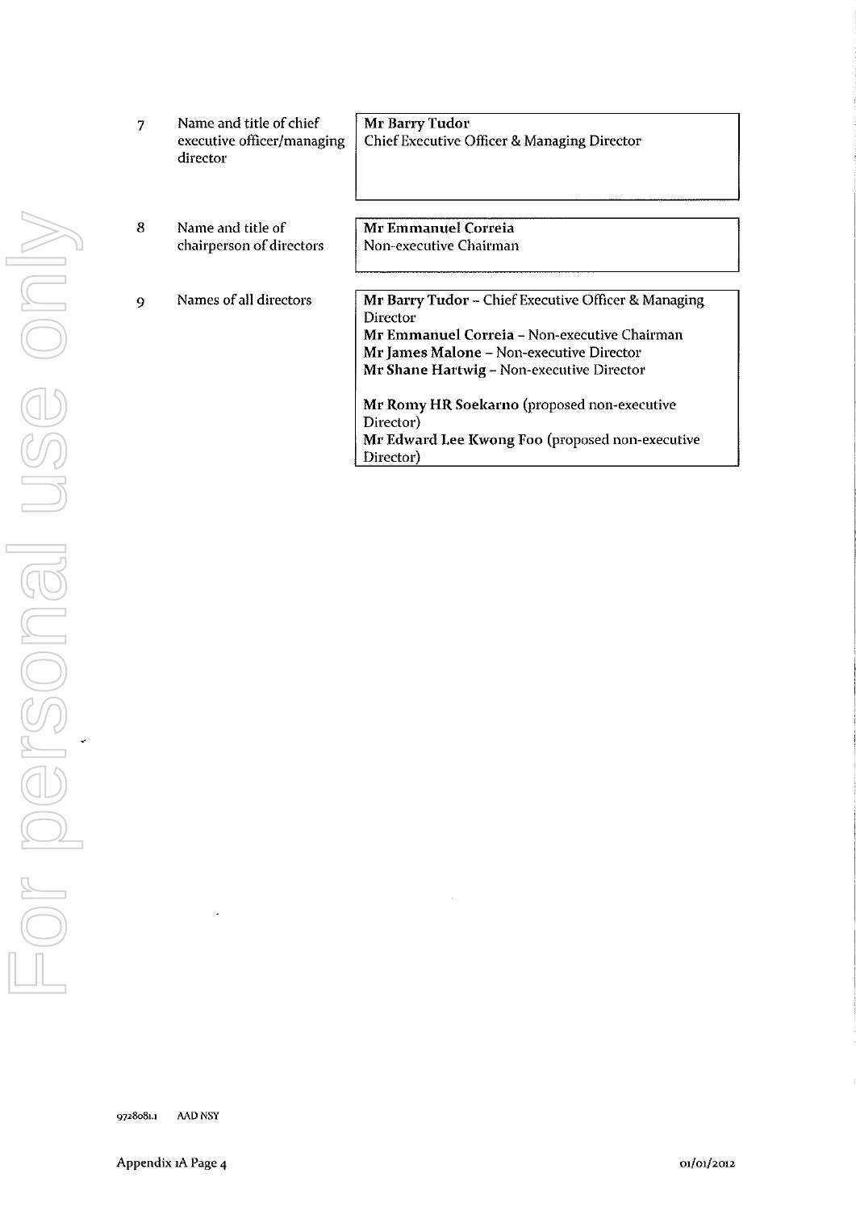| | | |
|---|---|---|
| 7 | Name and title of chief executive officer/managing director | **Mr Barry Tudor**<br>Chief Executive Officer & Managing Director |
| 8 | Name and title of chairperson of directors | **Mr Emmanuel Correia**<br>Non-executive Chairman |
| 9 | Names of all directors | **Mr Barry Tudor** – Chief Executive Officer & Managing Director<br>**Mr Emmanuel Correia** – Non-executive Chairman<br>**Mr James Malone** – Non-executive Director<br>**Mr Shane Hartwig** – Non-executive Director<br><br>**Mr Romy HR Soekarno** (proposed non-executive Director)<br>**Mr Edward Lee Kwong Foo** (proposed non-executive Director) |

9728081.1 AAD NSY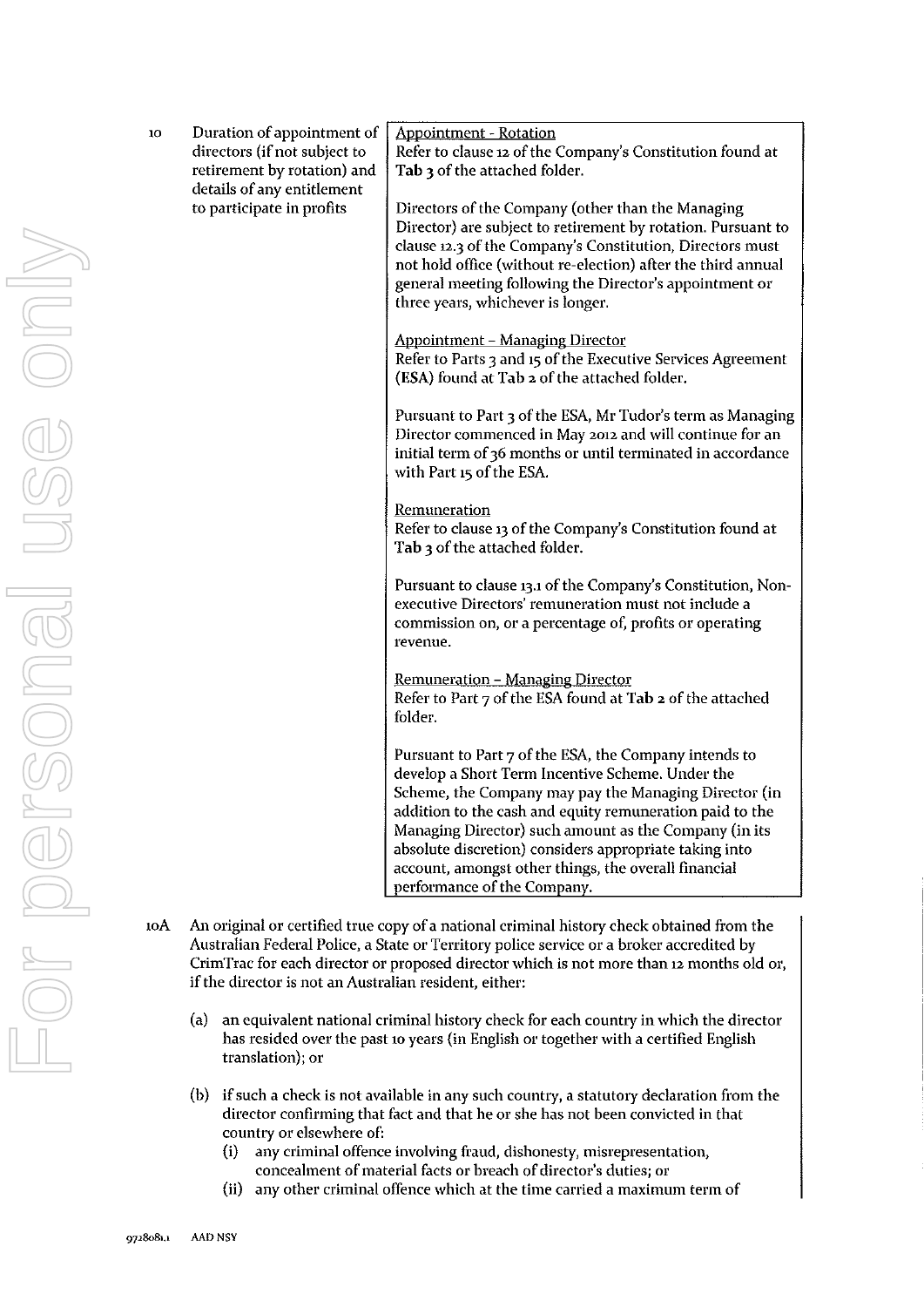| | | |
|---|---|---|
| 10 | Duration of appointment of directors (if not subject to retirement by rotation) and details of any entitlement to participate in profits | Appointment - Rotation<br>Refer to clause 12 of the Company's Constitution found at **Tab 3** of the attached folder.<br><br>Directors of the Company (other than the Managing Director) are subject to retirement by rotation. Pursuant to clause 12.3 of the Company's Constitution, Directors must not hold office (without re-election) after the third annual general meeting following the Director's appointment or three years, whichever is longer.<br><br>Appointment – Managing Director<br>Refer to Parts 3 and 15 of the Executive Services Agreement (**ESA**) found at **Tab 2** of the attached folder.<br><br>Pursuant to Part 3 of the ESA, Mr Tudor's term as Managing Director commenced in May 2012 and will continue for an initial term of 36 months or until terminated in accordance with Part 15 of the ESA.<br><br>Remuneration<br>Refer to clause 13 of the Company's Constitution found at **Tab 3** of the attached folder.<br><br>Pursuant to clause 13.1 of the Company's Constitution, Non-executive Directors' remuneration must not include a commission on, or a percentage of, profits or operating revenue.<br><br>Remuneration – Managing Director<br>Refer to Part 7 of the ESA found at **Tab 2** of the attached folder.<br><br>Pursuant to Part 7 of the ESA, the Company intends to develop a Short Term Incentive Scheme. Under the Scheme, the Company may pay the Managing Director (in addition to the cash and equity remuneration paid to the Managing Director) such amount as the Company (in its absolute discretion) considers appropriate taking into account, amongst other things, the overall financial performance of the Company. |

10A An original or certified true copy of a national criminal history check obtained from the Australian Federal Police, a State or Territory police service or a broker accredited by CrimTrac for each director or proposed director which is not more than 12 months old or, if the director is not an Australian resident, either:

(a) an equivalent national criminal history check for each country in which the director has resided over the past 10 years (in English or together with a certified English translation); or

(b) if such a check is not available in any such country, a statutory declaration from the director confirming that fact and that he or she has not been convicted in that country or elsewhere of:
   (i) any criminal offence involving fraud, dishonesty, misrepresentation, concealment of material facts or breach of director's duties; or
   (ii) any other criminal offence which at the time carried a maximum term of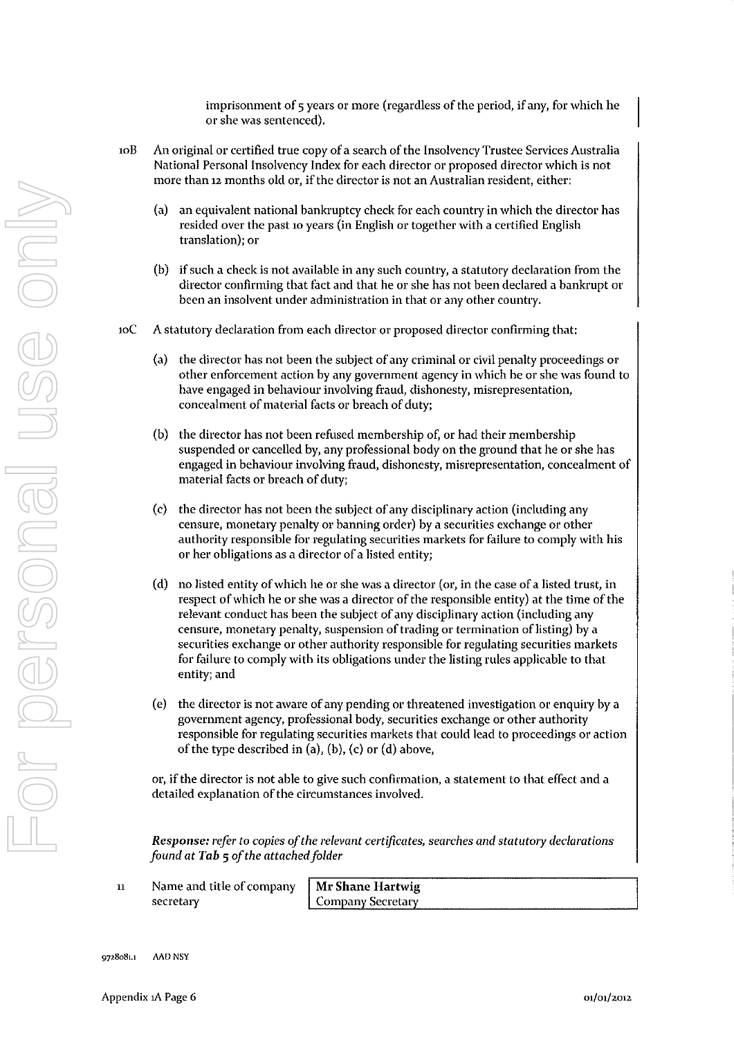imprisonment of 5 years or more (regardless of the period, if any, for which he or she was sentenced).

10B An original or certified true copy of a search of the Insolvency Trustee Services Australia National Personal Insolvency Index for each director or proposed director which is not more than 12 months old or, if the director is not an Australian resident, either:

(a) an equivalent national bankruptcy check for each country in which the director has resided over the past 10 years (in English or together with a certified English translation); or

(b) if such a check is not available in any such country, a statutory declaration from the director confirming that fact and that he or she has not been declared a bankrupt or been an insolvent under administration in that or any other country.

10C A statutory declaration from each director or proposed director confirming that:

(a) the director has not been the subject of any criminal or civil penalty proceedings or other enforcement action by any government agency in which he or she was found to have engaged in behaviour involving fraud, dishonesty, misrepresentation, concealment of material facts or breach of duty;

(b) the director has not been refused membership of, or had their membership suspended or cancelled by, any professional body on the ground that he or she has engaged in behaviour involving fraud, dishonesty, misrepresentation, concealment of material facts or breach of duty;

(c) the director has not been the subject of any disciplinary action (including any censure, monetary penalty or banning order) by a securities exchange or other authority responsible for regulating securities markets for failure to comply with his or her obligations as a director of a listed entity;

(d) no listed entity of which he or she was a director (or, in the case of a listed trust, in respect of which he or she was a director of the responsible entity) at the time of the relevant conduct has been the subject of any disciplinary action (including any censure, monetary penalty, suspension of trading or termination of listing) by a securities exchange or other authority responsible for regulating securities markets for failure to comply with its obligations under the listing rules applicable to that entity; and

(e) the director is not aware of any pending or threatened investigation or enquiry by a government agency, professional body, securities exchange or other authority responsible for regulating securities markets that could lead to proceedings or action of the type described in (a), (b), (c) or (d) above,

or, if the director is not able to give such confirmation, a statement to that effect and a detailed explanation of the circumstances involved.

***Response:** refer to copies of the relevant certificates, searches and statutory declarations found at **Tab 5** of the attached folder*

| 11 | Name and title of company secretary | **Mr Shane Hartwig**<br>Company Secretary |
|---|---|---|

9728081.1 AAD NSY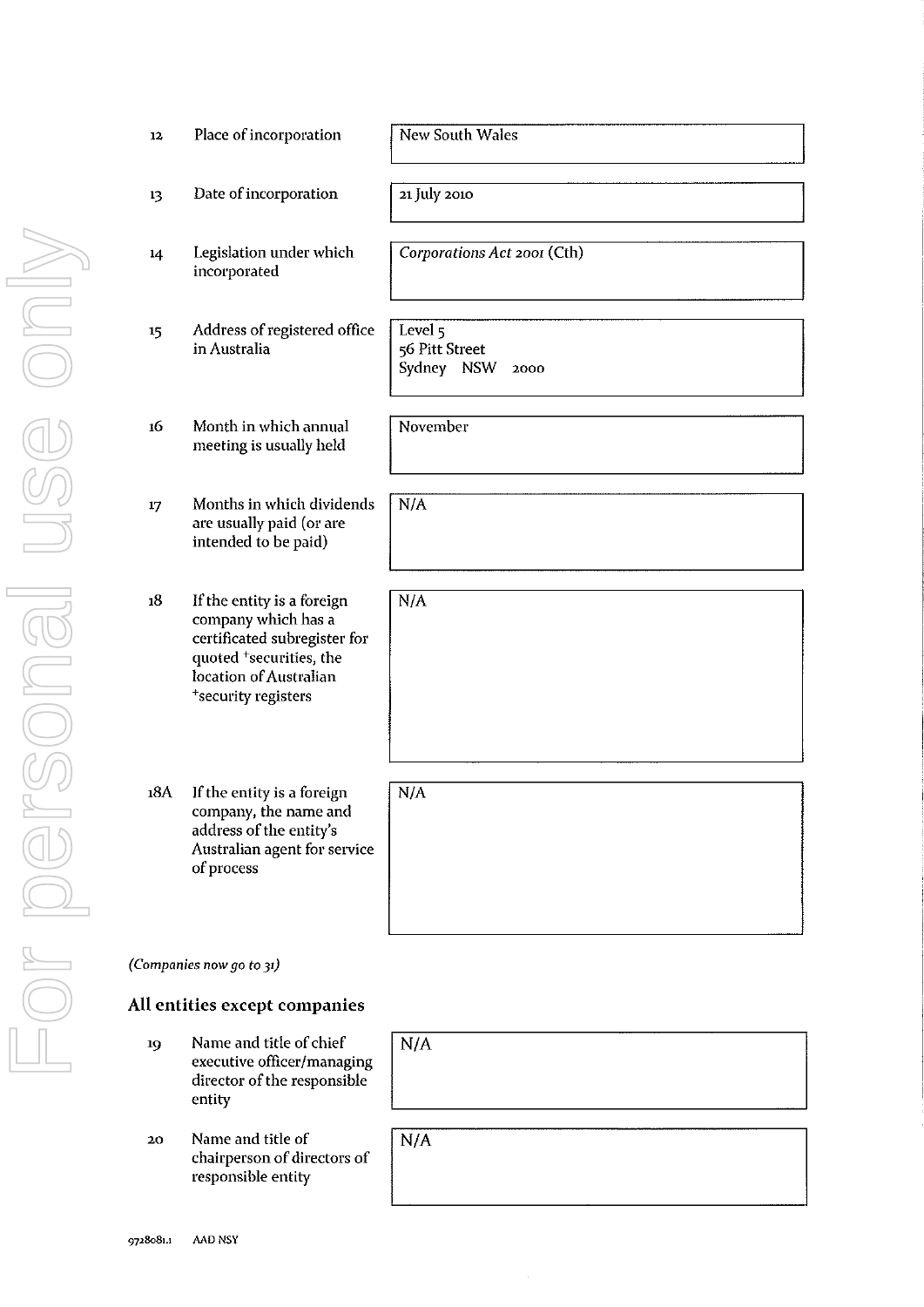| | | |
|---|---|---|
| 12 | Place of incorporation | New South Wales |
| 13 | Date of incorporation | 21 July 2010 |
| 14 | Legislation under which incorporated | *Corporations Act 2001* (Cth) |
| 15 | Address of registered office in Australia | Level 5<br>56 Pitt Street<br>Sydney NSW 2000 |
| 16 | Month in which annual meeting is usually held | November |
| 17 | Months in which dividends are usually paid (or are intended to be paid) | N/A |
| 18 | If the entity is a foreign company which has a certificated subregister for quoted +securities, the location of Australian +security registers | N/A |
| 18A | If the entity is a foreign company, the name and address of the entity's Australian agent for service of process | N/A |

*(Companies now go to 31)*

## All entities except companies

| | | |
|---|---|---|
| 19 | Name and title of chief executive officer/managing director of the responsible entity | N/A |
| 20 | Name and title of chairperson of directors of responsible entity | N/A |

9728081.1 AAD NSY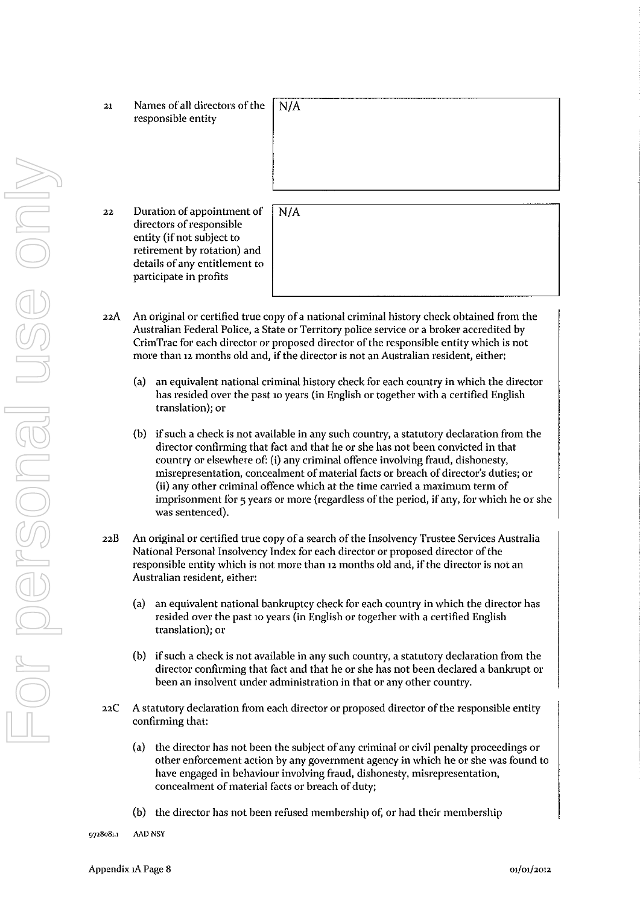| | | |
|---|---|---|
| 21 | Names of all directors of the responsible entity | N/A |
| 22 | Duration of appointment of directors of responsible entity (if not subject to retirement by rotation) and details of any entitlement to participate in profits | N/A |

22A An original or certified true copy of a national criminal history check obtained from the Australian Federal Police, a State or Territory police service or a broker accredited by CrimTrac for each director or proposed director of the responsible entity which is not more than 12 months old and, if the director is not an Australian resident, either:

(a) an equivalent national criminal history check for each country in which the director has resided over the past 10 years (in English or together with a certified English translation); or

(b) if such a check is not available in any such country, a statutory declaration from the director confirming that fact and that he or she has not been convicted in that country or elsewhere of: (i) any criminal offence involving fraud, dishonesty, misrepresentation, concealment of material facts or breach of director's duties; or (ii) any other criminal offence which at the time carried a maximum term of imprisonment for 5 years or more (regardless of the period, if any, for which he or she was sentenced).

22B An original or certified true copy of a search of the Insolvency Trustee Services Australia National Personal Insolvency Index for each director or proposed director of the responsible entity which is not more than 12 months old and, if the director is not an Australian resident, either:

(a) an equivalent national bankruptcy check for each country in which the director has resided over the past 10 years (in English or together with a certified English translation); or

(b) if such a check is not available in any such country, a statutory declaration from the director confirming that fact and that he or she has not been declared a bankrupt or been an insolvent under administration in that or any other country.

22C A statutory declaration from each director or proposed director of the responsible entity confirming that:

(a) the director has not been the subject of any criminal or civil penalty proceedings or other enforcement action by any government agency in which he or she was found to have engaged in behaviour involving fraud, dishonesty, misrepresentation, concealment of material facts or breach of duty;

(b) the director has not been refused membership of, or had their membership

9728081.1 AAD NSY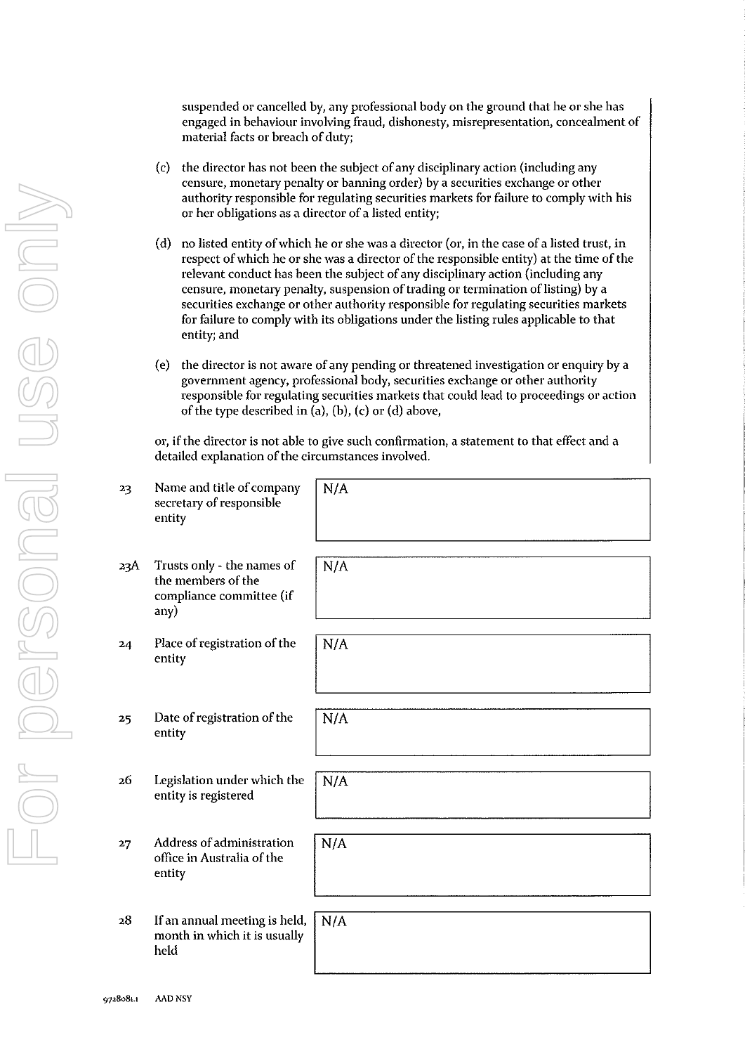suspended or cancelled by, any professional body on the ground that he or she has engaged in behaviour involving fraud, dishonesty, misrepresentation, concealment of material facts or breach of duty;

(c) the director has not been the subject of any disciplinary action (including any censure, monetary penalty or banning order) by a securities exchange or other authority responsible for regulating securities markets for failure to comply with his or her obligations as a director of a listed entity;

(d) no listed entity of which he or she was a director (or, in the case of a listed trust, in respect of which he or she was a director of the responsible entity) at the time of the relevant conduct has been the subject of any disciplinary action (including any censure, monetary penalty, suspension of trading or termination of listing) by a securities exchange or other authority responsible for regulating securities markets for failure to comply with its obligations under the listing rules applicable to that entity; and

(e) the director is not aware of any pending or threatened investigation or enquiry by a government agency, professional body, securities exchange or other authority responsible for regulating securities markets that could lead to proceedings or action of the type described in (a), (b), (c) or (d) above,

or, if the director is not able to give such confirmation, a statement to that effect and a detailed explanation of the circumstances involved.

| | | |
|---|---|---|
| 23 | Name and title of company secretary of responsible entity | N/A |
| 23A | Trusts only - the names of the members of the compliance committee (if any) | N/A |
| 24 | Place of registration of the entity | N/A |
| 25 | Date of registration of the entity | N/A |
| 26 | Legislation under which the entity is registered | N/A |
| 27 | Address of administration office in Australia of the entity | N/A |
| 28 | If an annual meeting is held, month in which it is usually held | N/A |

9728081.1 AAD NSY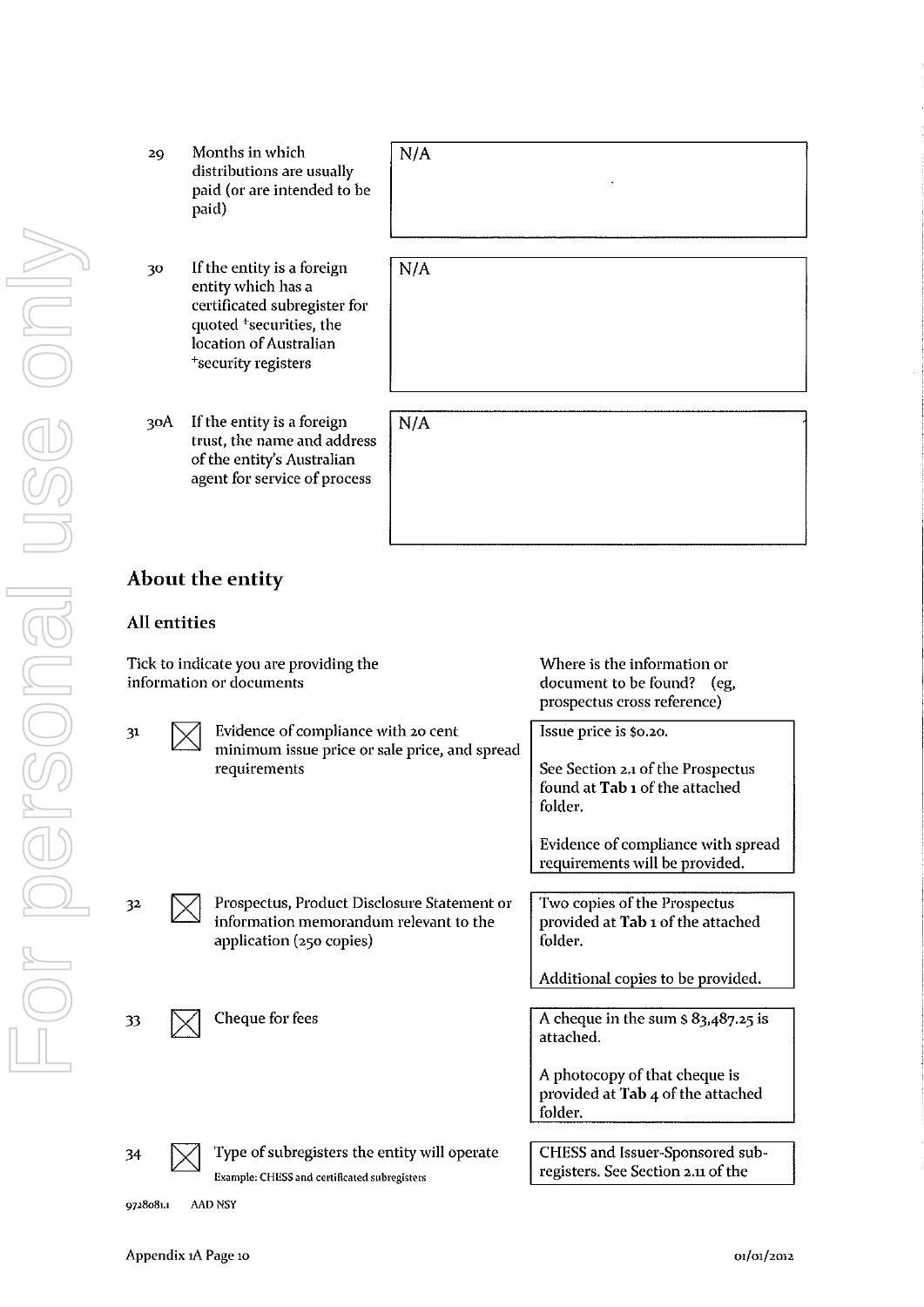| | | |
|---|---|---|
| 29 | Months in which distributions are usually paid (or are intended to be paid) | N/A |
| 30 | If the entity is a foreign entity which has a certificated subregister for quoted +securities, the location of Australian +security registers | N/A |
| 30A | If the entity is a foreign trust, the name and address of the entity's Australian agent for service of process | N/A |

## About the entity

### All entities

| | Tick to indicate you are providing the information or documents | Where is the information or document to be found? (eg, prospectus cross reference) |
|---|---|---|
| 31 | ☒ Evidence of compliance with 20 cent minimum issue price or sale price, and spread requirements | Issue price is $0.20.<br><br>See Section 2.1 of the Prospectus found at **Tab 1** of the attached folder.<br><br>Evidence of compliance with spread requirements will be provided. |
| 32 | ☒ Prospectus, Product Disclosure Statement or information memorandum relevant to the application (250 copies) | Two copies of the Prospectus provided at **Tab 1** of the attached folder.<br><br>Additional copies to be provided. |
| 33 | ☒ Cheque for fees | A cheque in the sum $ 83,487.25 is attached.<br><br>A photocopy of that cheque is provided at **Tab 4** of the attached folder. |
| 34 | ☒ Type of subregisters the entity will operate<br>Example: CHESS and certificated subregisters | CHESS and Issuer-Sponsored sub-registers. See Section 2.11 of the |

9728081.1 AAD NSY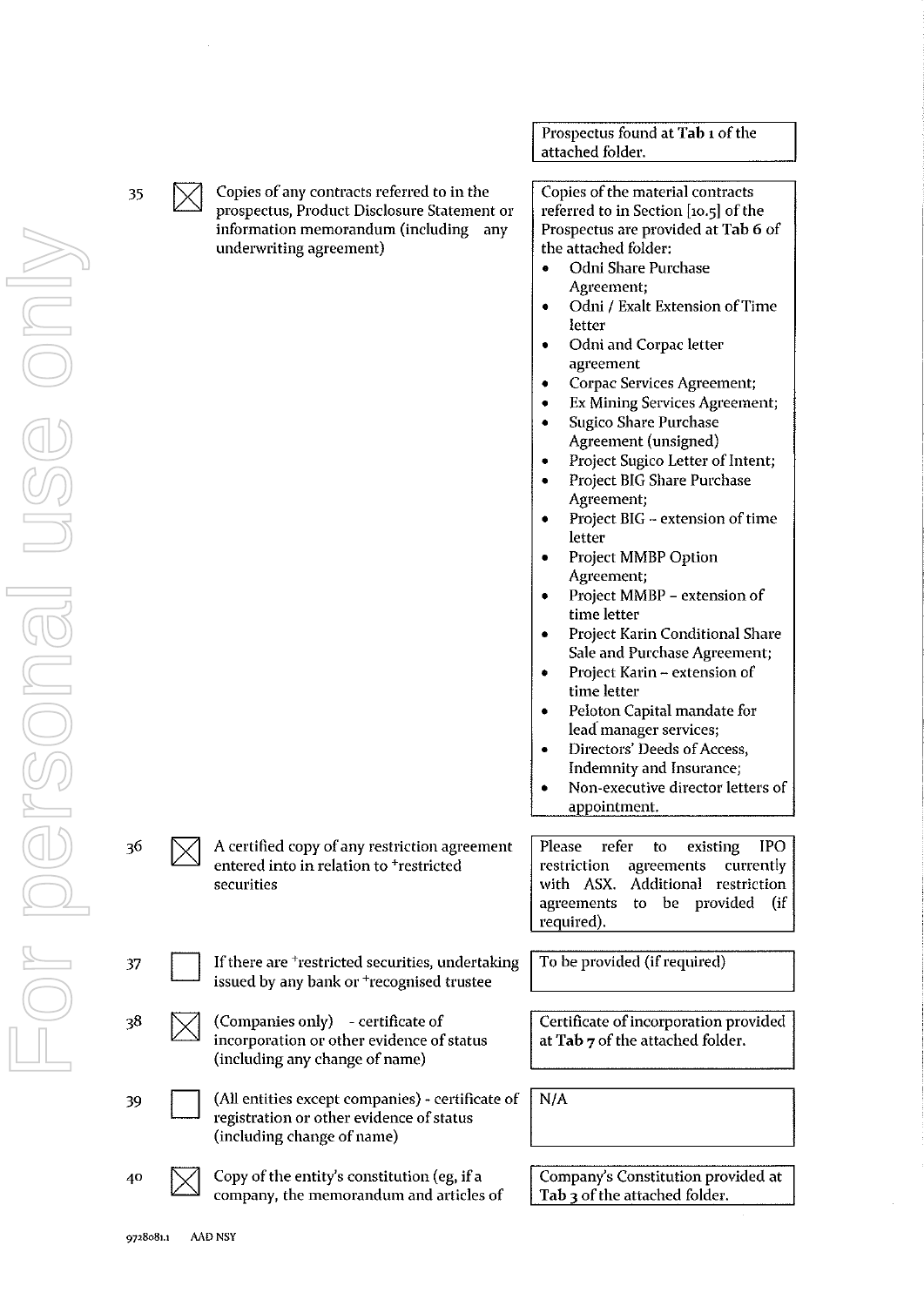| | | | Prospectus found at **Tab 1** of the attached folder. |
|---|---|---|---|
| 35 | ☒ | Copies of any contracts referred to in the prospectus, Product Disclosure Statement or information memorandum (including any underwriting agreement) | Copies of the material contracts referred to in Section [10.5] of the Prospectus are provided at **Tab 6** of the attached folder:<br>• Odni Share Purchase Agreement;<br>• Odni / Exalt Extension of Time letter<br>• Odni and Corpac letter agreement<br>• Corpac Services Agreement;<br>• Ex Mining Services Agreement;<br>• Sugico Share Purchase Agreement (unsigned)<br>• Project Sugico Letter of Intent;<br>• Project BIG Share Purchase Agreement;<br>• Project BIG – extension of time letter<br>• Project MMBP Option Agreement;<br>• Project MMBP – extension of time letter<br>• Project Karin Conditional Share Sale and Purchase Agreement;<br>• Project Karin – extension of time letter<br>• Peloton Capital mandate for lead manager services;<br>• Directors' Deeds of Access, Indemnity and Insurance;<br>• Non-executive director letters of appointment. |
| 36 | ☒ | A certified copy of any restriction agreement entered into in relation to +restricted securities | Please refer to existing IPO restriction agreements currently with ASX. Additional restriction agreements to be provided (if required). |
| 37 | ☐ | If there are +restricted securities, undertaking issued by any bank or +recognised trustee | To be provided (if required) |
| 38 | ☒ | (Companies only) - certificate of incorporation or other evidence of status (including any change of name) | Certificate of incorporation provided at **Tab 7** of the attached folder. |
| 39 | ☐ | (All entities except companies) - certificate of registration or other evidence of status (including change of name) | N/A |
| 40 | ☒ | Copy of the entity's constitution (eg, if a company, the memorandum and articles of | Company's Constitution provided at **Tab 3** of the attached folder. |

9728081.1 AAD NSY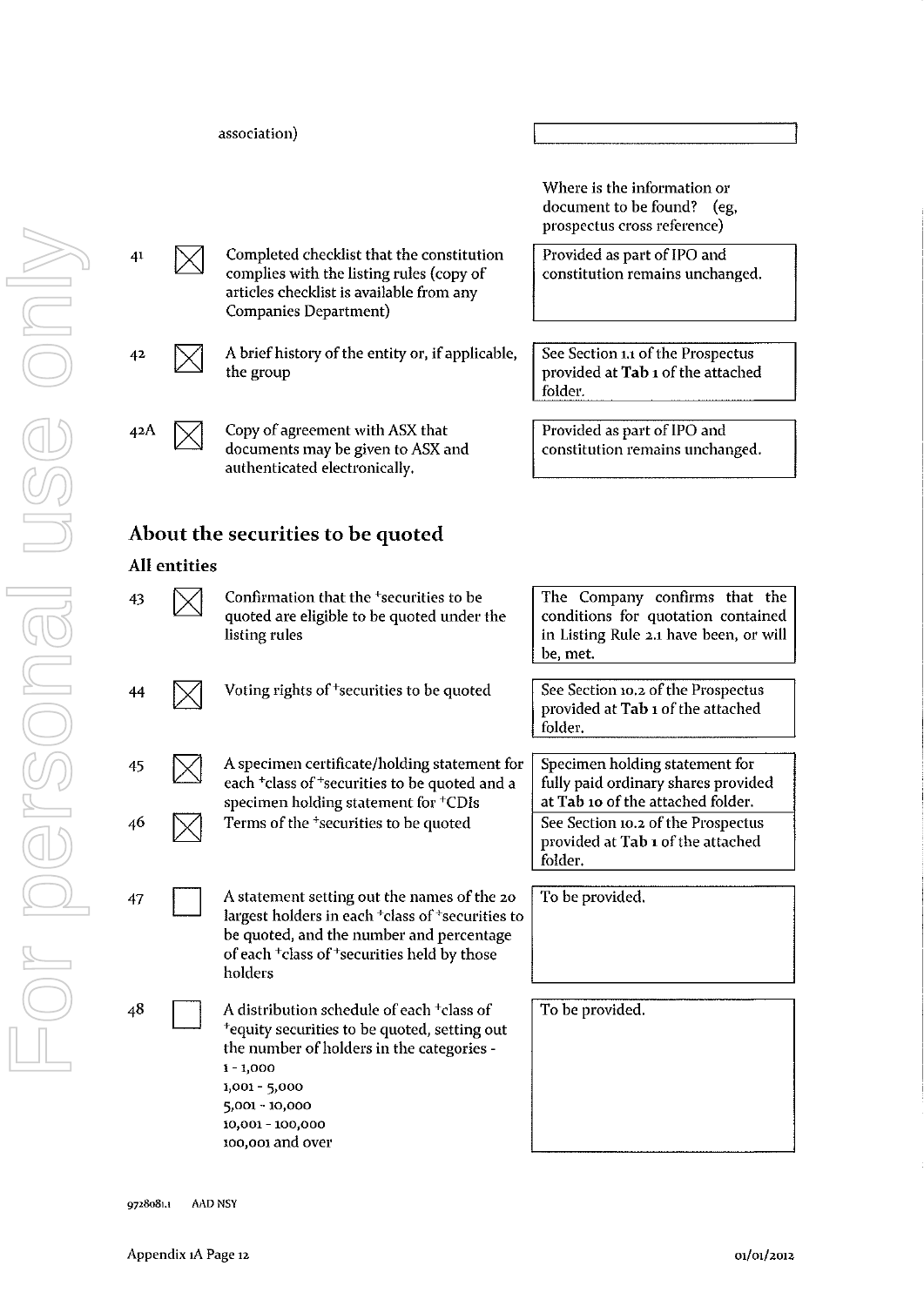association)

| No. | | Item | Where is the information or document to be found? (eg, prospectus cross reference) |
|---|---|---|---|
| 41 | ☒ | Completed checklist that the constitution complies with the listing rules (copy of articles checklist is available from any Companies Department) | Provided as part of IPO and constitution remains unchanged. |
| 42 | ☒ | A brief history of the entity or, if applicable, the group | See Section 1.1 of the Prospectus provided at **Tab 1** of the attached folder. |
| 42A | ☒ | Copy of agreement with ASX that documents may be given to ASX and authenticated electronically. | Provided as part of IPO and constitution remains unchanged. |

## About the securities to be quoted

### All entities

| No. | | Item | Where is the information or document to be found? |
|---|---|---|---|
| 43 | ☒ | Confirmation that the +securities to be quoted are eligible to be quoted under the listing rules | The Company confirms that the conditions for quotation contained in Listing Rule 2.1 have been, or will be, met. |
| 44 | ☒ | Voting rights of +securities to be quoted | See Section 10.2 of the Prospectus provided at **Tab 1** of the attached folder. |
| 45 | ☒ | A specimen certificate/holding statement for each +class of +securities to be quoted and a specimen holding statement for +CDIs | Specimen holding statement for fully paid ordinary shares provided at **Tab 10** of the attached folder. |
| 46 | ☒ | Terms of the +securities to be quoted | See Section 10.2 of the Prospectus provided at **Tab 1** of the attached folder. |
| 47 | ☐ | A statement setting out the names of the 20 largest holders in each +class of +securities to be quoted, and the number and percentage of each +class of +securities held by those holders | To be provided. |
| 48 | ☐ | A distribution schedule of each +class of +equity securities to be quoted, setting out the number of holders in the categories -<br>1 - 1,000<br>1,001 - 5,000<br>5,001 - 10,000<br>10,001 - 100,000<br>100,001 and over | To be provided. |

9728081.1 AAD NSY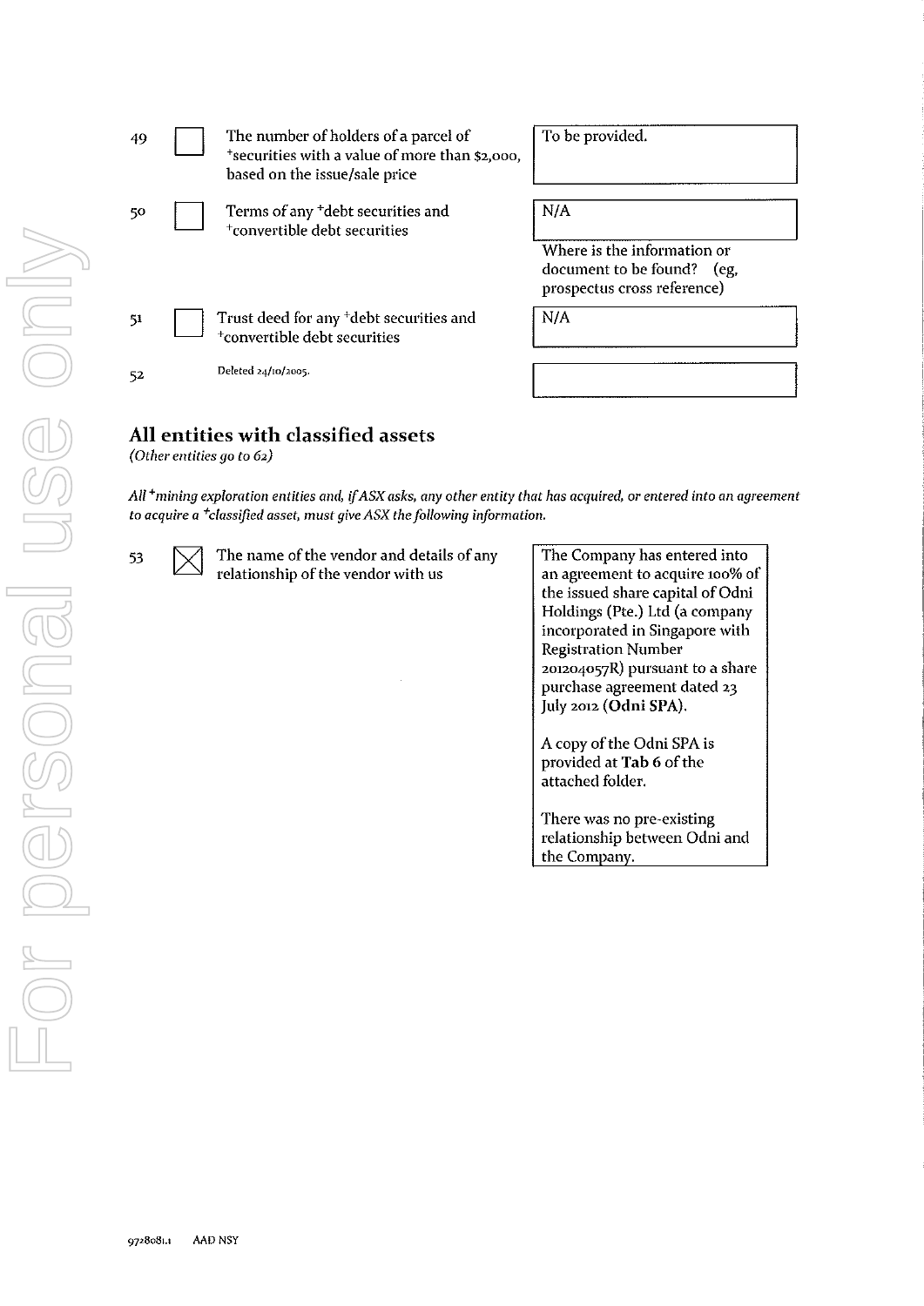| | | | |
|---|---|---|---|
| 49 | ☐ | The number of holders of a parcel of +securities with a value of more than $2,000, based on the issue/sale price | To be provided. |
| 50 | ☐ | Terms of any +debt securities and +convertible debt securities | N/A |
| | | | Where is the information or document to be found? (eg, prospectus cross reference) |
| 51 | ☐ | Trust deed for any +debt securities and +convertible debt securities | N/A |
| 52 | | Deleted 24/10/2005. | |

## All entities with classified assets

*(Other entities go to 62)*

*All +mining exploration entities and, if ASX asks, any other entity that has acquired, or entered into an agreement to acquire a +classified asset, must give ASX the following information.*

| | | | |
|---|---|---|---|
| 53 | ☒ | The name of the vendor and details of any relationship of the vendor with us | The Company has entered into an agreement to acquire 100% of the issued share capital of Odni Holdings (Pte.) Ltd (a company incorporated in Singapore with Registration Number 201204057R) pursuant to a share purchase agreement dated 23 July 2012 (**Odni SPA**).<br><br>A copy of the Odni SPA is provided at **Tab 6** of the attached folder.<br><br>There was no pre-existing relationship between Odni and the Company. |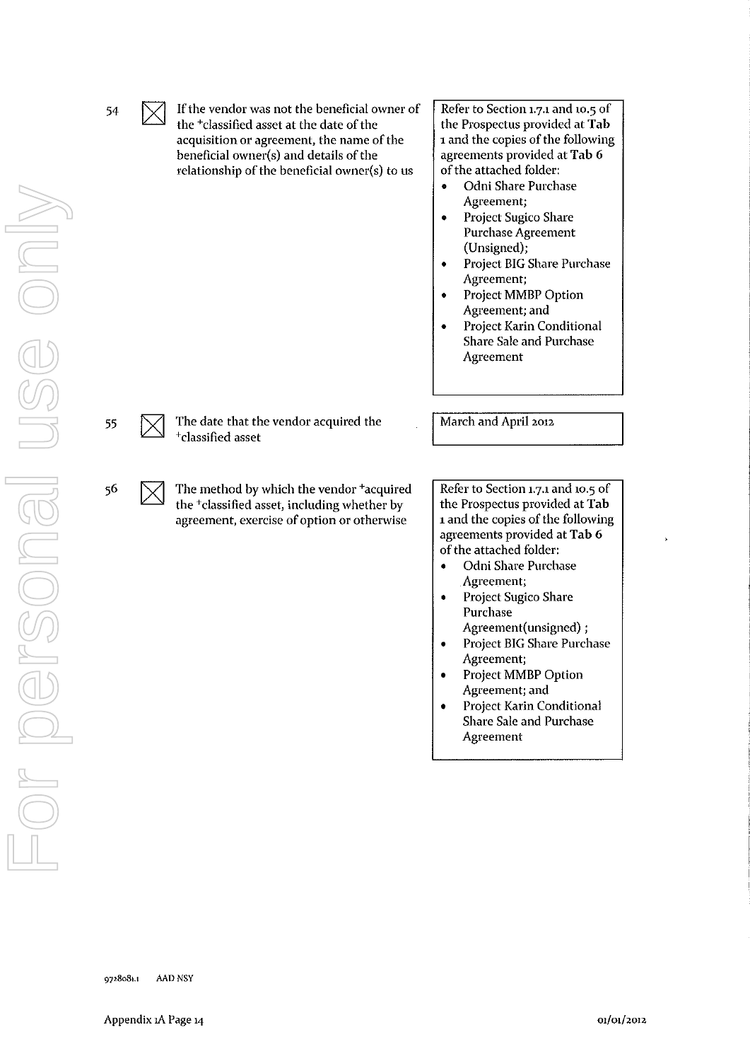| No. | | Item | Response |
| --- | --- | --- | --- |
| 54 | ☒ | If the vendor was not the beneficial owner of the +classified asset at the date of the acquisition or agreement, the name of the beneficial owner(s) and details of the relationship of the beneficial owner(s) to us | Refer to Section 1.7.1 and 10.5 of the Prospectus provided at **Tab 1** and the copies of the following agreements provided at **Tab 6** of the attached folder:<br>• Odni Share Purchase Agreement;<br>• Project Sugico Share Purchase Agreement (Unsigned);<br>• Project BIG Share Purchase Agreement;<br>• Project MMBP Option Agreement; and<br>• Project Karin Conditional Share Sale and Purchase Agreement |
| 55 | ☒ | The date that the vendor acquired the +classified asset | March and April 2012 |
| 56 | ☒ | The method by which the vendor +acquired the +classified asset, including whether by agreement, exercise of option or otherwise | Refer to Section 1.7.1 and 10.5 of the Prospectus provided at **Tab 1** and the copies of the following agreements provided at **Tab 6** of the attached folder:<br>• Odni Share Purchase Agreement;<br>• Project Sugico Share Purchase Agreement(unsigned) ;<br>• Project BIG Share Purchase Agreement;<br>• Project MMBP Option Agreement; and<br>• Project Karin Conditional Share Sale and Purchase Agreement |

9728081.1 AAD NSY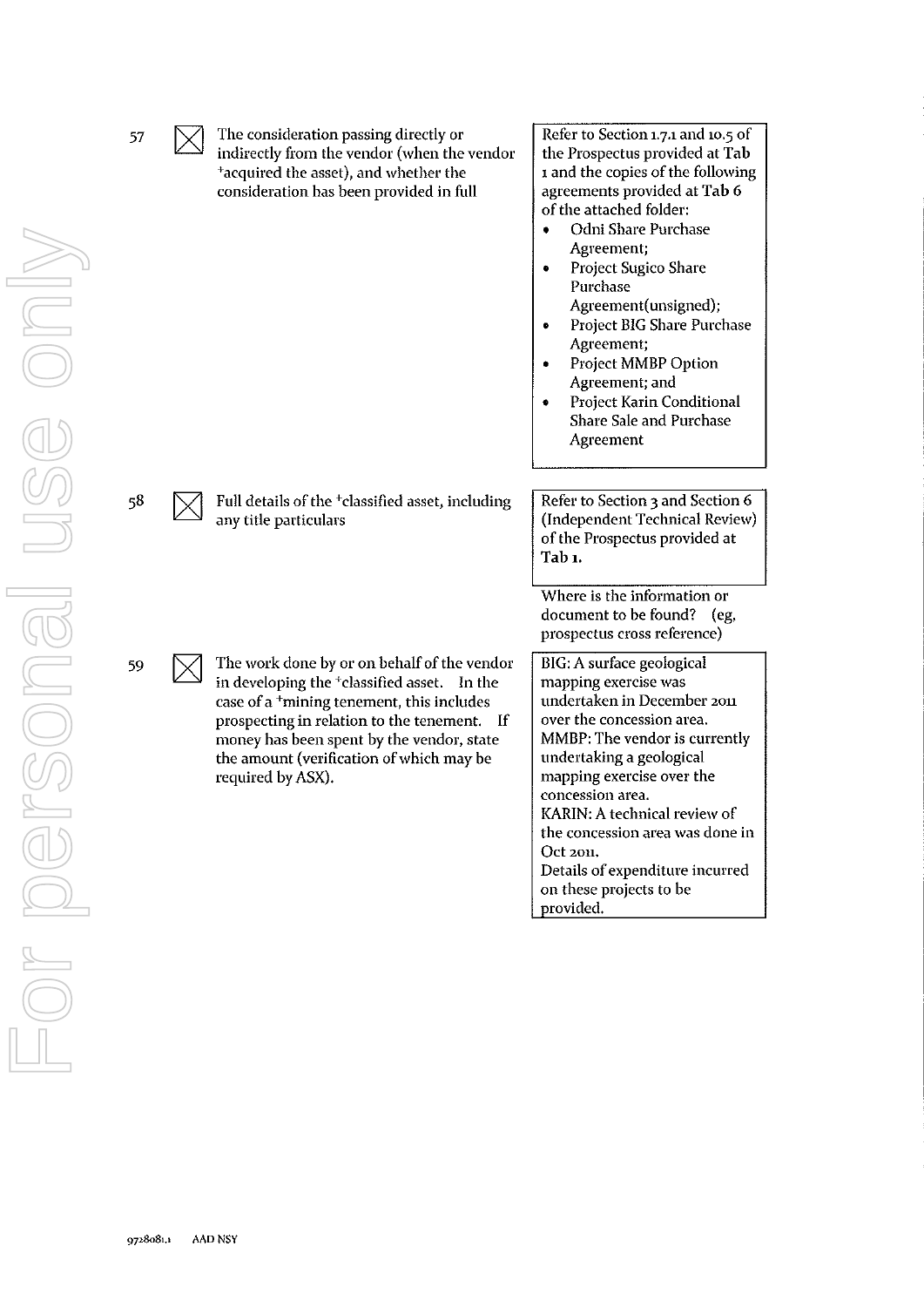| | | | |
|---|---|---|---|
| 57 | ☒ | The consideration passing directly or indirectly from the vendor (when the vendor +acquired the asset), and whether the consideration has been provided in full | Refer to Section 1.7.1 and 10.5 of the Prospectus provided at **Tab 1** and the copies of the following agreements provided at **Tab 6** of the attached folder:<br>• Odni Share Purchase Agreement;<br>• Project Sugico Share Purchase Agreement(unsigned);<br>• Project BIG Share Purchase Agreement;<br>• Project MMBP Option Agreement; and<br>• Project Karin Conditional Share Sale and Purchase Agreement |
| 58 | ☒ | Full details of the +classified asset, including any title particulars | Refer to Section 3 and Section 6 (Independent Technical Review) of the Prospectus provided at **Tab 1.** |
| | | | Where is the information or document to be found? (eg, prospectus cross reference) |
| 59 | ☒ | The work done by or on behalf of the vendor in developing the +classified asset. In the case of a +mining tenement, this includes prospecting in relation to the tenement. If money has been spent by the vendor, state the amount (verification of which may be required by ASX). | BIG: A surface geological mapping exercise was undertaken in December 2011 over the concession area.<br>MMBP: The vendor is currently undertaking a geological mapping exercise over the concession area.<br>KARIN: A technical review of the concession area was done in Oct 2011.<br>Details of expenditure incurred on these projects to be provided. |

9728081.1 AAD NSY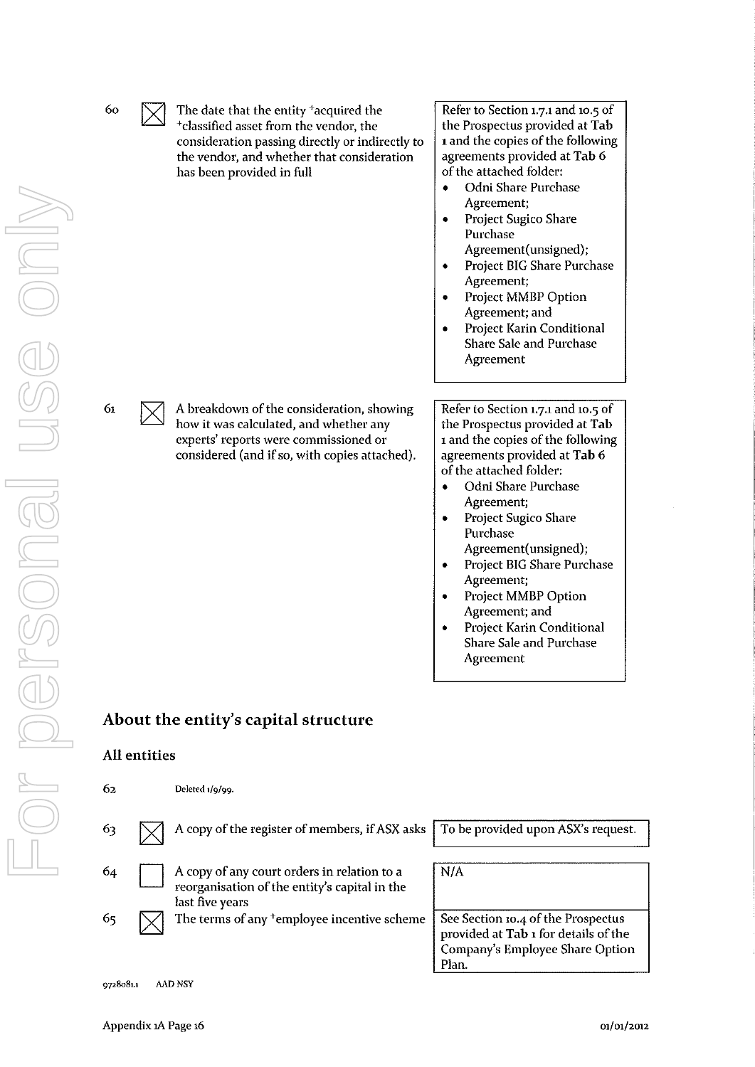| | | | |
|---|---|---|---|
| 60 | ☒ | The date that the entity +acquired the +classified asset from the vendor, the consideration passing directly or indirectly to the vendor, and whether that consideration has been provided in full | Refer to Section 1.7.1 and 10.5 of the Prospectus provided at **Tab 1** and the copies of the following agreements provided at **Tab 6** of the attached folder:<br>• Odni Share Purchase Agreement;<br>• Project Sugico Share Purchase Agreement(unsigned);<br>• Project BIG Share Purchase Agreement;<br>• Project MMBP Option Agreement; and<br>• Project Karin Conditional Share Sale and Purchase Agreement |
| 61 | ☒ | A breakdown of the consideration, showing how it was calculated, and whether any experts' reports were commissioned or considered (and if so, with copies attached). | Refer to Section 1.7.1 and 10.5 of the Prospectus provided at **Tab 1** and the copies of the following agreements provided at **Tab 6** of the attached folder:<br>• Odni Share Purchase Agreement;<br>• Project Sugico Share Purchase Agreement(unsigned);<br>• Project BIG Share Purchase Agreement;<br>• Project MMBP Option Agreement; and<br>• Project Karin Conditional Share Sale and Purchase Agreement |

## About the entity's capital structure

### All entities

| | | | |
|---|---|---|---|
| 62 | | Deleted 1/9/99. | |
| 63 | ☒ | A copy of the register of members, if ASX asks | To be provided upon ASX's request. |
| 64 | ☐ | A copy of any court orders in relation to a reorganisation of the entity's capital in the last five years | N/A |
| 65 | ☒ | The terms of any +employee incentive scheme | See Section 10.4 of the Prospectus provided at **Tab 1** for details of the Company's Employee Share Option Plan. |

9728081.1 AAD NSY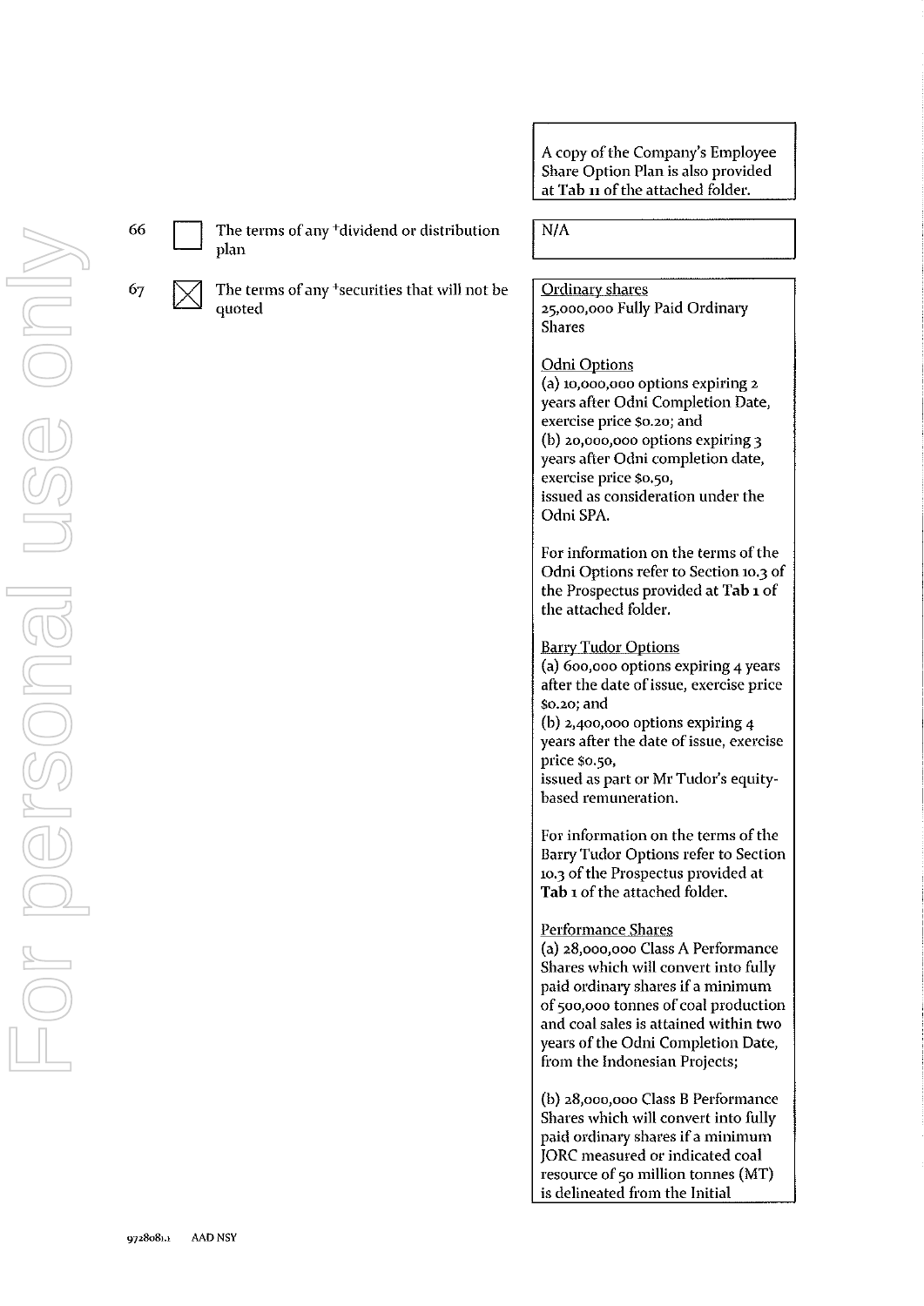A copy of the Company's Employee Share Option Plan is also provided at **Tab 11** of the attached folder.

66 ☐ The terms of any +dividend or distribution plan

N/A

67 ☒ The terms of any +securities that will not be quoted

Ordinary shares
25,000,000 Fully Paid Ordinary Shares

Odni Options
(a) 10,000,000 options expiring 2 years after Odni Completion Date, exercise price $0.20; and
(b) 20,000,000 options expiring 3 years after Odni completion date, exercise price $0.50,
issued as consideration under the Odni SPA.

For information on the terms of the Odni Options refer to Section 10.3 of the Prospectus provided at **Tab 1** of the attached folder.

Barry Tudor Options
(a) 600,000 options expiring 4 years after the date of issue, exercise price $0.20; and
(b) 2,400,000 options expiring 4 years after the date of issue, exercise price $0.50,
issued as part or Mr Tudor's equity-based remuneration.

For information on the terms of the Barry Tudor Options refer to Section 10.3 of the Prospectus provided at **Tab 1** of the attached folder.

Performance Shares
(a) 28,000,000 Class A Performance Shares which will convert into fully paid ordinary shares if a minimum of 500,000 tonnes of coal production and coal sales is attained within two years of the Odni Completion Date, from the Indonesian Projects;

(b) 28,000,000 Class B Performance Shares which will convert into fully paid ordinary shares if a minimum JORC measured or indicated coal resource of 50 million tonnes (MT) is delineated from the Initial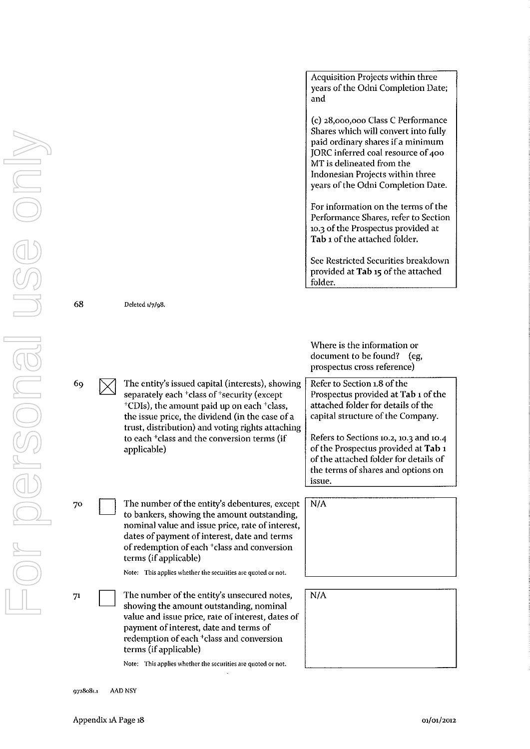Acquisition Projects within three years of the Odni Completion Date; and

(c) 28,000,000 Class C Performance Shares which will convert into fully paid ordinary shares if a minimum JORC inferred coal resource of 400 MT is delineated from the Indonesian Projects within three years of the Odni Completion Date.

For information on the terms of the Performance Shares, refer to Section 10.3 of the Prospectus provided at **Tab 1** of the attached folder.

See Restricted Securities breakdown provided at **Tab 15** of the attached folder.

68 Deleted 1/7/98.

| No. | Tick | Item | Where is the information or document to be found? (eg, prospectus cross reference) |
|---|---|---|---|
| 69 | ☒ | The entity's issued capital (interests), showing separately each +class of +security (except +CDIs), the amount paid up on each +class, the issue price, the dividend (in the case of a trust, distribution) and voting rights attaching to each +class and the conversion terms (if applicable) | Refer to Section 1.8 of the Prospectus provided at **Tab 1** of the attached folder for details of the capital structure of the Company.<br><br>Refers to Sections 10.2, 10.3 and 10.4 of the Prospectus provided at **Tab 1** of the attached folder for details of the terms of shares and options on issue. |
| 70 | ☐ | The number of the entity's debentures, except to bankers, showing the amount outstanding, nominal value and issue price, rate of interest, dates of payment of interest, date and terms of redemption of each +class and conversion terms (if applicable)<br><br>Note: This applies whether the securities are quoted or not. | N/A |
| 71 | ☐ | The number of the entity's unsecured notes, showing the amount outstanding, nominal value and issue price, rate of interest, dates of payment of interest, date and terms of redemption of each +class and conversion terms (if applicable)<br><br>Note: This applies whether the securities are quoted or not. | N/A |

9728081.1 AAD NSY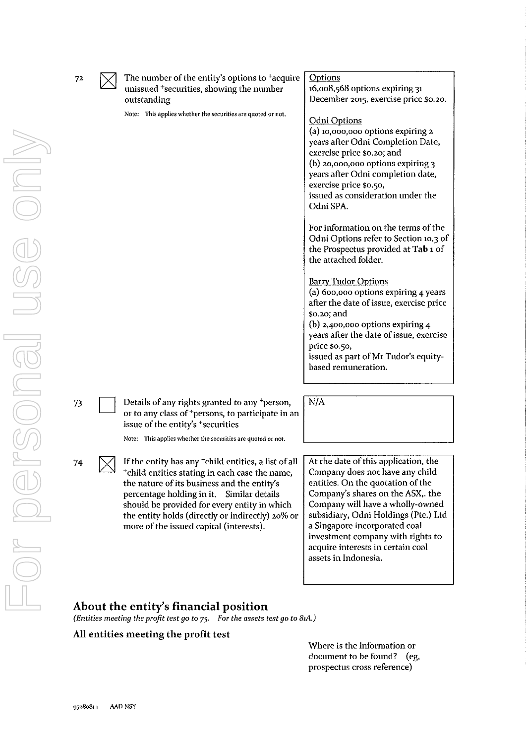| | | | |
|---|---|---|---|
| 72 | ☒ | The number of the entity's options to +acquire unissued +securities, showing the number outstanding<br><br>Note: This applies whether the securities are quoted or not. | Options<br>16,008,568 options expiring 31 December 2015, exercise price $0.20.<br><br>Odni Options<br>(a) 10,000,000 options expiring 2 years after Odni Completion Date, exercise price $0.20; and<br>(b) 20,000,000 options expiring 3 years after Odni completion date, exercise price $0.50,<br>issued as consideration under the Odni SPA.<br><br>For information on the terms of the Odni Options refer to Section 10.3 of the Prospectus provided at **Tab 1** of the attached folder.<br><br>Barry Tudor Options<br>(a) 600,000 options expiring 4 years after the date of issue, exercise price $0.20; and<br>(b) 2,400,000 options expiring 4 years after the date of issue, exercise price $0.50,<br>issued as part of Mr Tudor's equity-based remuneration. |
| 73 | ☐ | Details of any rights granted to any +person, or to any class of +persons, to participate in an issue of the entity's +securities<br><br>Note: This applies whether the securities are quoted or not. | N/A |
| 74 | ☒ | If the entity has any +child entities, a list of all +child entities stating in each case the name, the nature of its business and the entity's percentage holding in it. Similar details should be provided for every entity in which the entity holds (directly or indirectly) 20% or more of the issued capital (interests). | At the date of this application, the Company does not have any child entities. On the quotation of the Company's shares on the ASX,. the Company will have a wholly-owned subsidiary, Odni Holdings (Pte.) Ltd a Singapore incorporated coal investment company with rights to acquire interests in certain coal assets in Indonesia. |

## About the entity's financial position

*(Entities meeting the profit test go to 75. For the assets test go to 81A.)*

### All entities meeting the profit test

Where is the information or document to be found? (eg, prospectus cross reference)

9728081.1 AAD NSY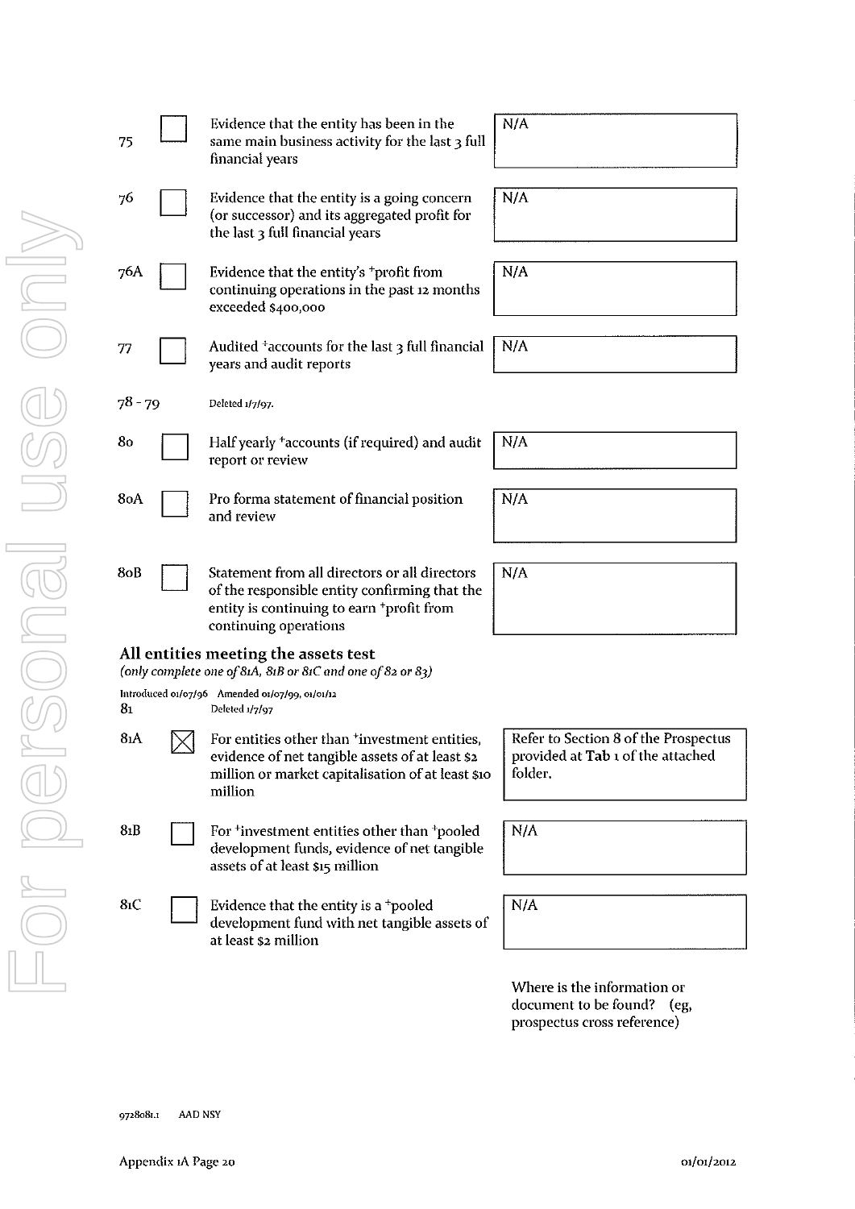| | | | |
|---|---|---|---|
| 75 | ☐ | Evidence that the entity has been in the same main business activity for the last 3 full financial years | N/A |
| 76 | ☐ | Evidence that the entity is a going concern (or successor) and its aggregated profit for the last 3 full financial years | N/A |
| 76A | ☐ | Evidence that the entity's +profit from continuing operations in the past 12 months exceeded $400,000 | N/A |
| 77 | ☐ | Audited +accounts for the last 3 full financial years and audit reports | N/A |
| 78 - 79 | | Deleted 1/7/97. | |
| 80 | ☐ | Half yearly +accounts (if required) and audit report or review | N/A |
| 80A | ☐ | Pro forma statement of financial position and review | N/A |
| 80B | ☐ | Statement from all directors or all directors of the responsible entity confirming that the entity is continuing to earn +profit from continuing operations | N/A |

### All entities meeting the assets test

*(only complete one of 81A, 81B or 81C and one of 82 or 83)*

Introduced 01/07/96 Amended 01/07/99, 01/01/12

| | | | |
|---|---|---|---|
| 81 | | Deleted 1/7/97 | |
| 81A | ☒ | For entities other than +investment entities, evidence of net tangible assets of at least $2 million or market capitalisation of at least $10 million | Refer to Section 8 of the Prospectus provided at **Tab** 1 of the attached folder. |
| 81B | ☐ | For +investment entities other than +pooled development funds, evidence of net tangible assets of at least $15 million | N/A |
| 81C | ☐ | Evidence that the entity is a +pooled development fund with net tangible assets of at least $2 million | N/A |

Where is the information or document to be found? (eg, prospectus cross reference)

9728081.1 AAD NSY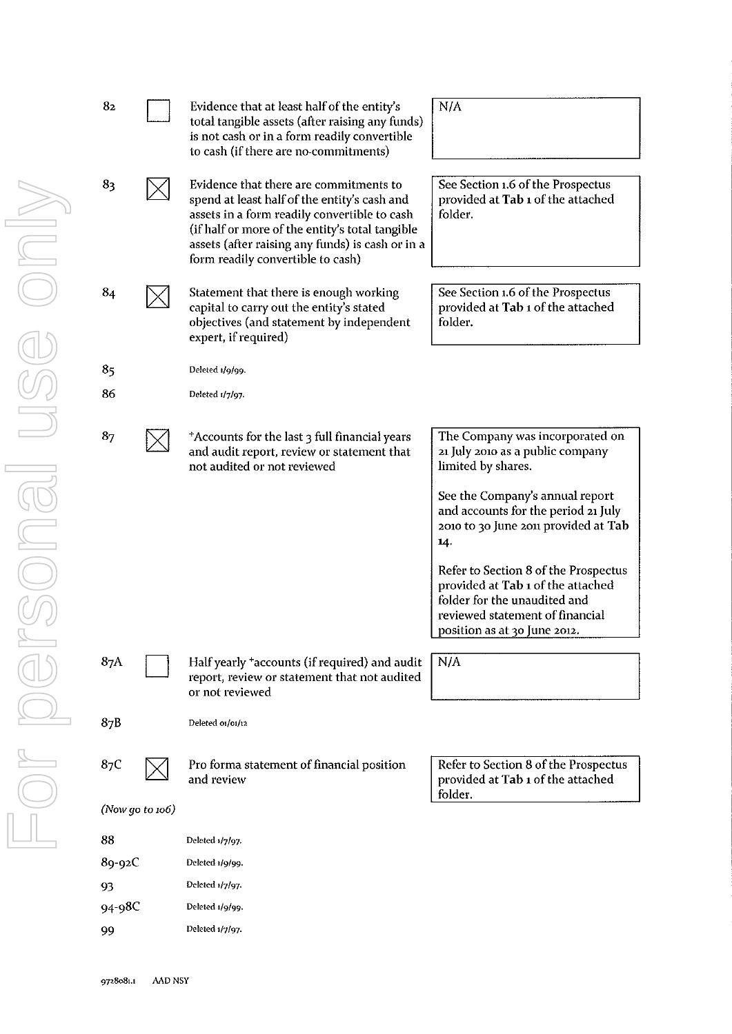| No. | Checked | Item | Response |
|---|---|---|---|
| 82 | ☐ | Evidence that at least half of the entity's total tangible assets (after raising any funds) is not cash or in a form readily convertible to cash (if there are no-commitments) | N/A |
| 83 | ☒ | Evidence that there are commitments to spend at least half of the entity's cash and assets in a form readily convertible to cash (if half or more of the entity's total tangible assets (after raising any funds) is cash or in a form readily convertible to cash) | See Section 1.6 of the Prospectus provided at **Tab 1** of the attached folder. |
| 84 | ☒ | Statement that there is enough working capital to carry out the entity's stated objectives (and statement by independent expert, if required) | See Section 1.6 of the Prospectus provided at **Tab 1** of the attached folder. |
| 85 | | Deleted 1/9/99. | |
| 86 | | Deleted 1/7/97. | |
| 87 | ☒ | +Accounts for the last 3 full financial years and audit report, review or statement that not audited or not reviewed | The Company was incorporated on 21 July 2010 as a public company limited by shares.<br><br>See the Company's annual report and accounts for the period 21 July 2010 to 30 June 2011 provided at **Tab 14**.<br><br>Refer to Section 8 of the Prospectus provided at **Tab 1** of the attached folder for the unaudited and reviewed statement of financial position as at 30 June 2012. |
| 87A | ☐ | Half yearly +accounts (if required) and audit report, review or statement that not audited or not reviewed | N/A |
| 87B | | Deleted 01/01/12 | |
| 87C | ☒ | Pro forma statement of financial position and review | Refer to Section 8 of the Prospectus provided at **Tab 1** of the attached folder. |

*(Now go to 106)*

| No. | |
|---|---|
| 88 | Deleted 1/7/97. |
| 89-92C | Deleted 1/9/99. |
| 93 | Deleted 1/7/97. |
| 94-98C | Deleted 1/9/99. |
| 99 | Deleted 1/7/97. |

9728081.1 AAD NSY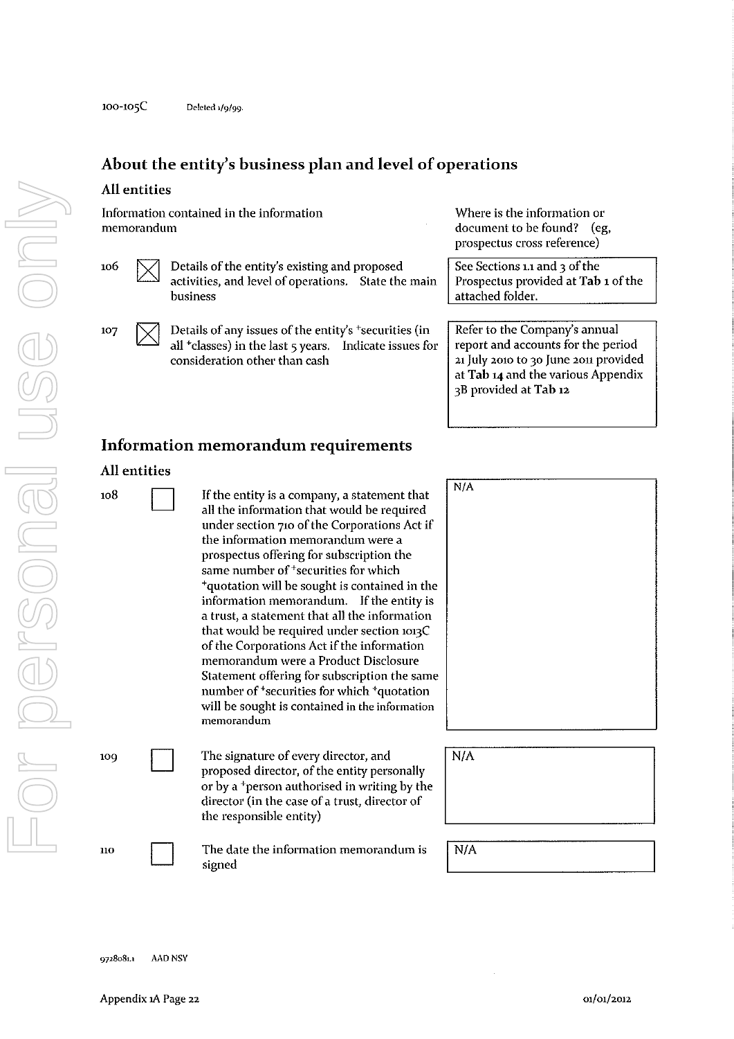100-105C Deleted 1/9/99.

## About the entity's business plan and level of operations

### All entities

| | | Information contained in the information memorandum | Where is the information or document to be found? (eg, prospectus cross reference) |
|---|---|---|---|
| 106 | ☒ | Details of the entity's existing and proposed activities, and level of operations. State the main business | See Sections 1.1 and 3 of the Prospectus provided at **Tab 1** of the attached folder. |
| 107 | ☒ | Details of any issues of the entity's +securities (in all +classes) in the last 5 years. Indicate issues for consideration other than cash | Refer to the Company's annual report and accounts for the period 21 July 2010 to 30 June 2011 provided at **Tab 14** and the various Appendix 3B provided at **Tab 12** |

## Information memorandum requirements

### All entities

| | | | |
|---|---|---|---|
| 108 | ☐ | If the entity is a company, a statement that all the information that would be required under section 710 of the Corporations Act if the information memorandum were a prospectus offering for subscription the same number of +securities for which +quotation will be sought is contained in the information memorandum. If the entity is a trust, a statement that all the information that would be required under section 1013C of the Corporations Act if the information memorandum were a Product Disclosure Statement offering for subscription the same number of +securities for which +quotation will be sought is contained in the information memorandum | N/A |
| 109 | ☐ | The signature of every director, and proposed director, of the entity personally or by a +person authorised in writing by the director (in the case of a trust, director of the responsible entity) | N/A |
| 110 | ☐ | The date the information memorandum is signed | N/A |

9728081.1 AAD NSY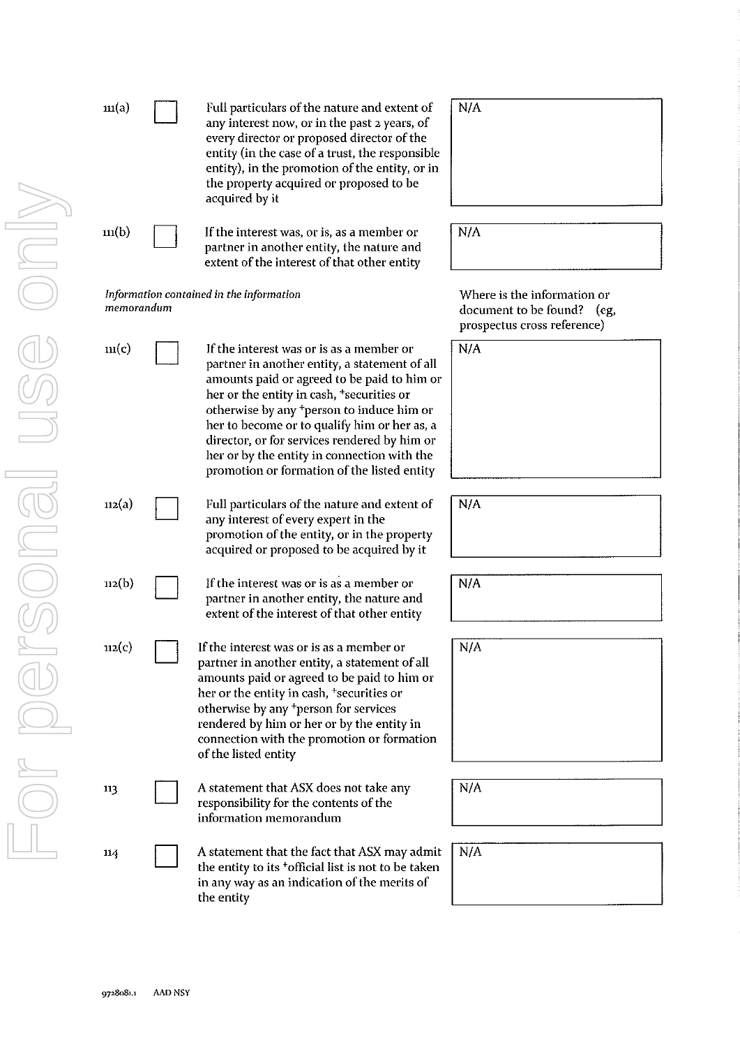| | | | |
|---|---|---|---|
| 111(a) | ☐ | Full particulars of the nature and extent of any interest now, or in the past 2 years, of every director or proposed director of the entity (in the case of a trust, the responsible entity), in the promotion of the entity, or in the property acquired or proposed to be acquired by it | N/A |
| 111(b) | ☐ | If the interest was, or is, as a member or partner in another entity, the nature and extent of the interest of that other entity | N/A |

| *Information contained in the information memorandum* | | | Where is the information or document to be found? (eg, prospectus cross reference) |
|---|---|---|---|
| 111(c) | ☐ | If the interest was or is as a member or partner in another entity, a statement of all amounts paid or agreed to be paid to him or her or the entity in cash, +securities or otherwise by any +person to induce him or her to become or to qualify him or her as, a director, or for services rendered by him or her or by the entity in connection with the promotion or formation of the listed entity | N/A |
| 112(a) | ☐ | Full particulars of the nature and extent of any interest of every expert in the promotion of the entity, or in the property acquired or proposed to be acquired by it | N/A |
| 112(b) | ☐ | If the interest was or is as a member or partner in another entity, the nature and extent of the interest of that other entity | N/A |
| 112(c) | ☐ | If the interest was or is as a member or partner in another entity, a statement of all amounts paid or agreed to be paid to him or her or the entity in cash, +securities or otherwise by any +person for services rendered by him or her or by the entity in connection with the promotion or formation of the listed entity | N/A |
| 113 | ☐ | A statement that ASX does not take any responsibility for the contents of the information memorandum | N/A |
| 114 | ☐ | A statement that the fact that ASX may admit the entity to its +official list is not to be taken in any way as an indication of the merits of the entity | N/A |

9728081.1 AAD NSY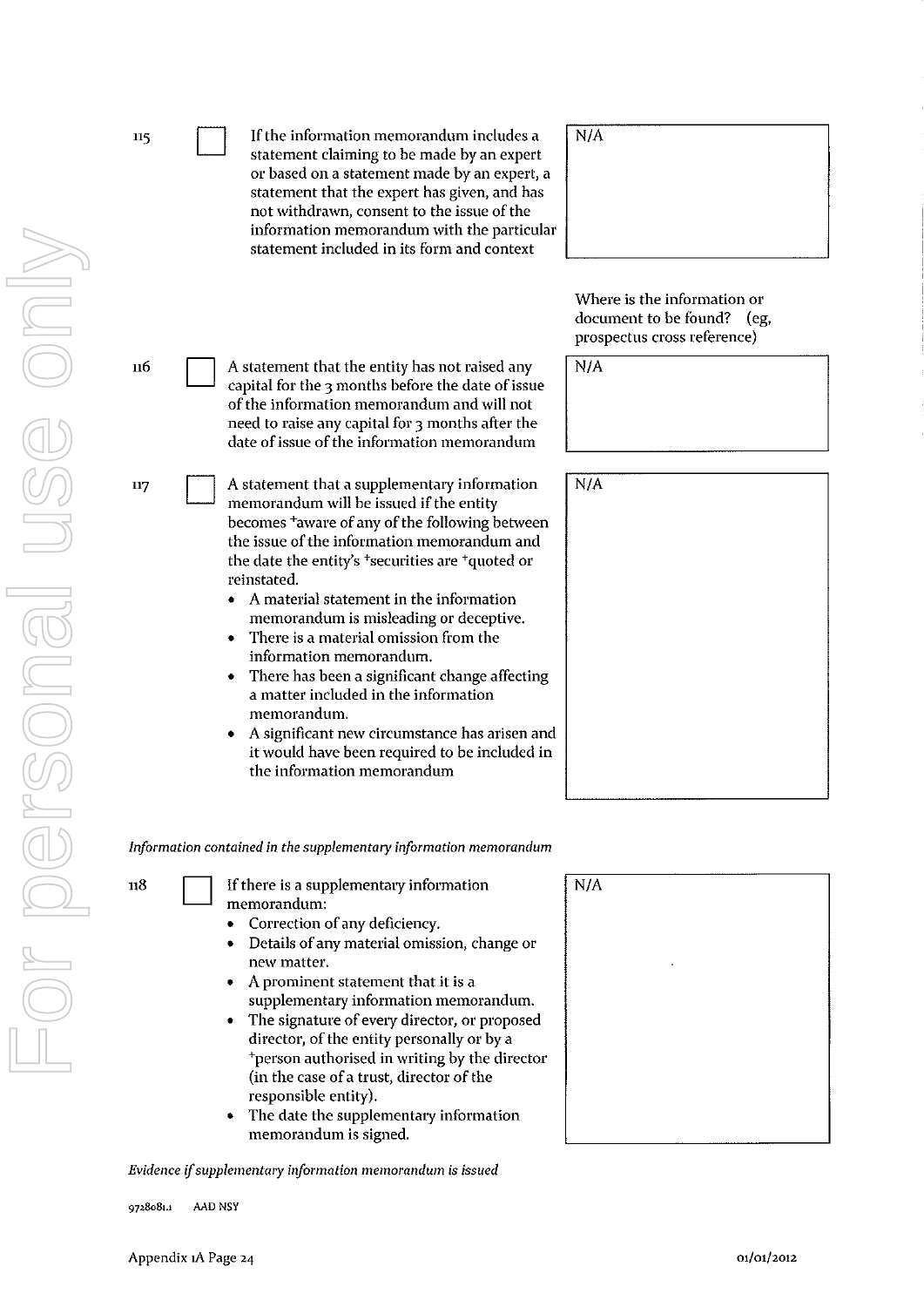| | | | |
|---|---|---|---|
| 115 | ☐ | If the information memorandum includes a statement claiming to be made by an expert or based on a statement made by an expert, a statement that the expert has given, and has not withdrawn, consent to the issue of the information memorandum with the particular statement included in its form and context | N/A |
| | | | Where is the information or document to be found? (eg, prospectus cross reference) |
| 116 | ☐ | A statement that the entity has not raised any capital for the 3 months before the date of issue of the information memorandum and will not need to raise any capital for 3 months after the date of issue of the information memorandum | N/A |
| 117 | ☐ | A statement that a supplementary information memorandum will be issued if the entity becomes +aware of any of the following between the issue of the information memorandum and the date the entity's +securities are +quoted or reinstated. <br>• A material statement in the information memorandum is misleading or deceptive. <br>• There is a material omission from the information memorandum. <br>• There has been a significant change affecting a matter included in the information memorandum. <br>• A significant new circumstance has arisen and it would have been required to be included in the information memorandum | N/A |

*Information contained in the supplementary information memorandum*

| | | | |
|---|---|---|---|
| 118 | ☐ | If there is a supplementary information memorandum: <br>• Correction of any deficiency. <br>• Details of any material omission, change or new matter. <br>• A prominent statement that it is a supplementary information memorandum. <br>• The signature of every director, or proposed director, of the entity personally or by a +person authorised in writing by the director (in the case of a trust, director of the responsible entity). <br>• The date the supplementary information memorandum is signed. | N/A |

*Evidence if supplementary information memorandum is issued*

9728081.1 AAD NSY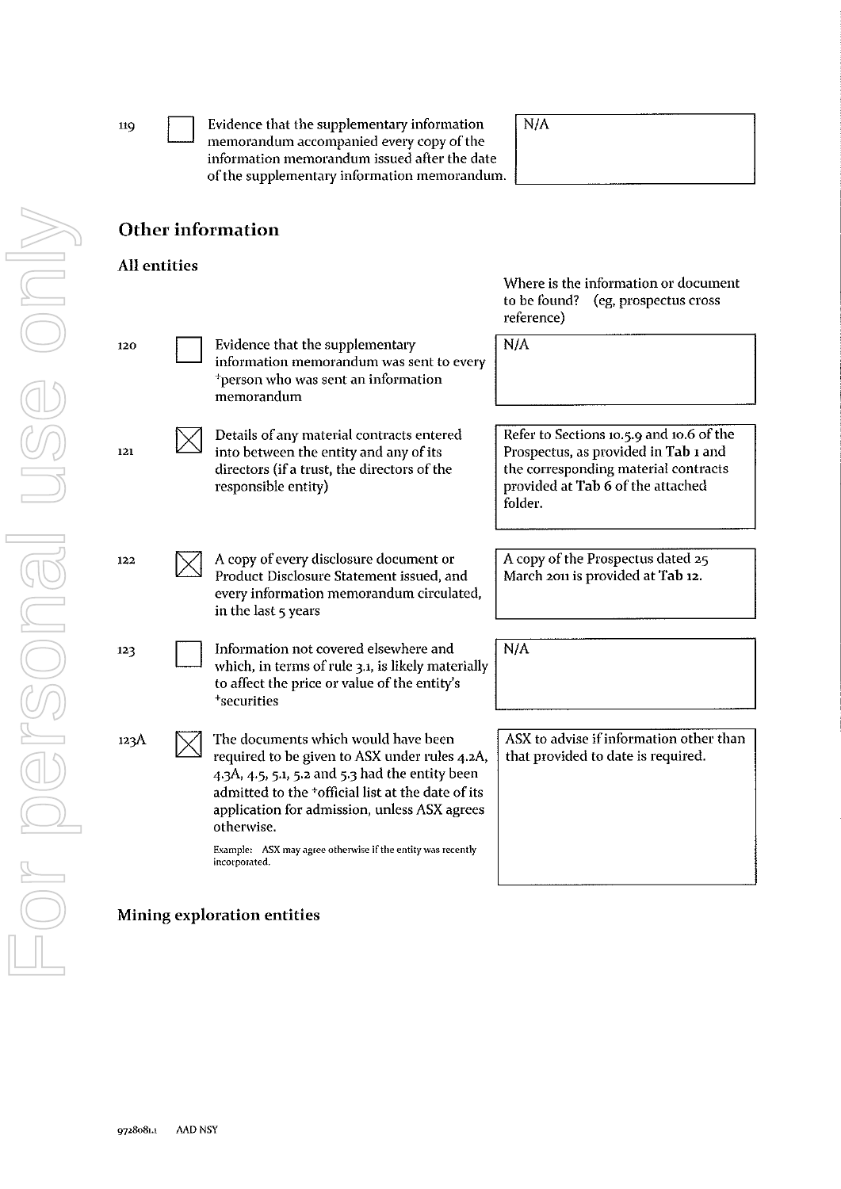| | | | |
|---|---|---|---|
| 119 | ☐ | Evidence that the supplementary information memorandum accompanied every copy of the information memorandum issued after the date of the supplementary information memorandum. | N/A |

## Other information

### All entities

| | | | Where is the information or document to be found? (eg, prospectus cross reference) |
|---|---|---|---|
| 120 | ☐ | Evidence that the supplementary information memorandum was sent to every +person who was sent an information memorandum | N/A |
| 121 | ☒ | Details of any material contracts entered into between the entity and any of its directors (if a trust, the directors of the responsible entity) | Refer to Sections 10.5.9 and 10.6 of the Prospectus, as provided in **Tab 1** and the corresponding material contracts provided at **Tab 6** of the attached folder. |
| 122 | ☒ | A copy of every disclosure document or Product Disclosure Statement issued, and every information memorandum circulated, in the last 5 years | A copy of the Prospectus dated 25 March 2011 is provided at **Tab 12**. |
| 123 | ☐ | Information not covered elsewhere and which, in terms of rule 3.1, is likely materially to affect the price or value of the entity's +securities | N/A |
| 123A | ☒ | The documents which would have been required to be given to ASX under rules 4.2A, 4.3A, 4.5, 5.1, 5.2 and 5.3 had the entity been admitted to the +official list at the date of its application for admission, unless ASX agrees otherwise.<br><br>Example: ASX may agree otherwise if the entity was recently incorporated. | ASX to advise if information other than that provided to date is required. |

### Mining exploration entities

9728081.1 AAD NSY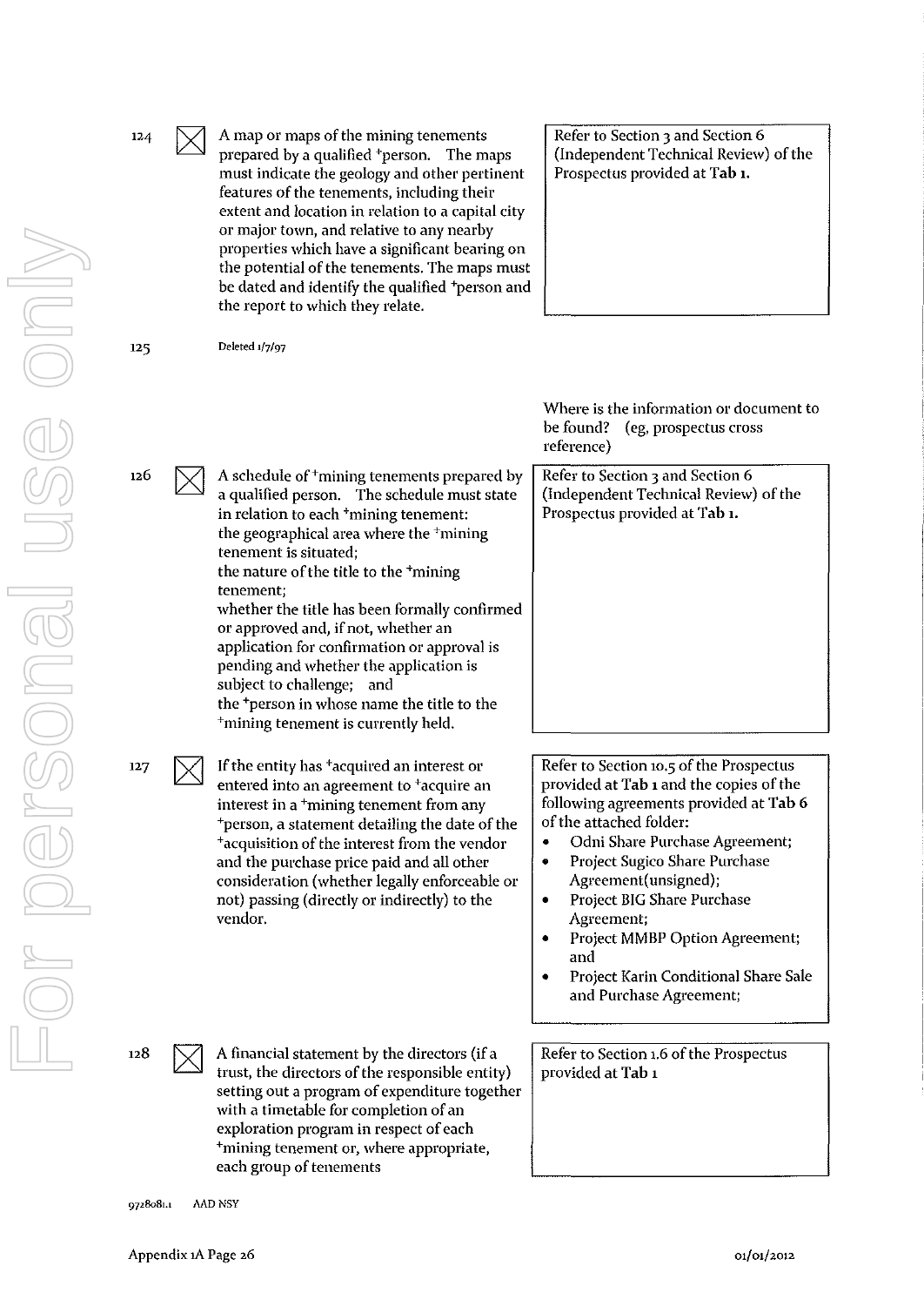| | | | |
|---|---|---|---|
| 124 | ☒ | A map or maps of the mining tenements prepared by a qualified +person. The maps must indicate the geology and other pertinent features of the tenements, including their extent and location in relation to a capital city or major town, and relative to any nearby properties which have a significant bearing on the potential of the tenements. The maps must be dated and identify the qualified +person and the report to which they relate. | Refer to Section 3 and Section 6 (Independent Technical Review) of the Prospectus provided at **Tab 1.** |
| 125 | | Deleted 1/7/97 | |
| | | | Where is the information or document to be found? (eg, prospectus cross reference) |
| 126 | ☒ | A schedule of +mining tenements prepared by a qualified person. The schedule must state in relation to each +mining tenement:<br>the geographical area where the +mining tenement is situated;<br>the nature of the title to the +mining tenement;<br>whether the title has been formally confirmed or approved and, if not, whether an application for confirmation or approval is pending and whether the application is subject to challenge; and<br>the +person in whose name the title to the +mining tenement is currently held. | Refer to Section 3 and Section 6 (Independent Technical Review) of the Prospectus provided at **Tab 1.** |
| 127 | ☒ | If the entity has +acquired an interest or entered into an agreement to +acquire an interest in a +mining tenement from any +person, a statement detailing the date of the +acquisition of the interest from the vendor and the purchase price paid and all other consideration (whether legally enforceable or not) passing (directly or indirectly) to the vendor. | Refer to Section 10.5 of the Prospectus provided at **Tab 1** and the copies of the following agreements provided at **Tab 6** of the attached folder:<br>• Odni Share Purchase Agreement;<br>• Project Sugico Share Purchase Agreement(unsigned);<br>• Project BIG Share Purchase Agreement;<br>• Project MMBP Option Agreement; and<br>• Project Karin Conditional Share Sale and Purchase Agreement; |
| 128 | ☒ | A financial statement by the directors (if a trust, the directors of the responsible entity) setting out a program of expenditure together with a timetable for completion of an exploration program in respect of each +mining tenement or, where appropriate, each group of tenements | Refer to Section 1.6 of the Prospectus provided at **Tab 1** |

9728081.1 AAD NSY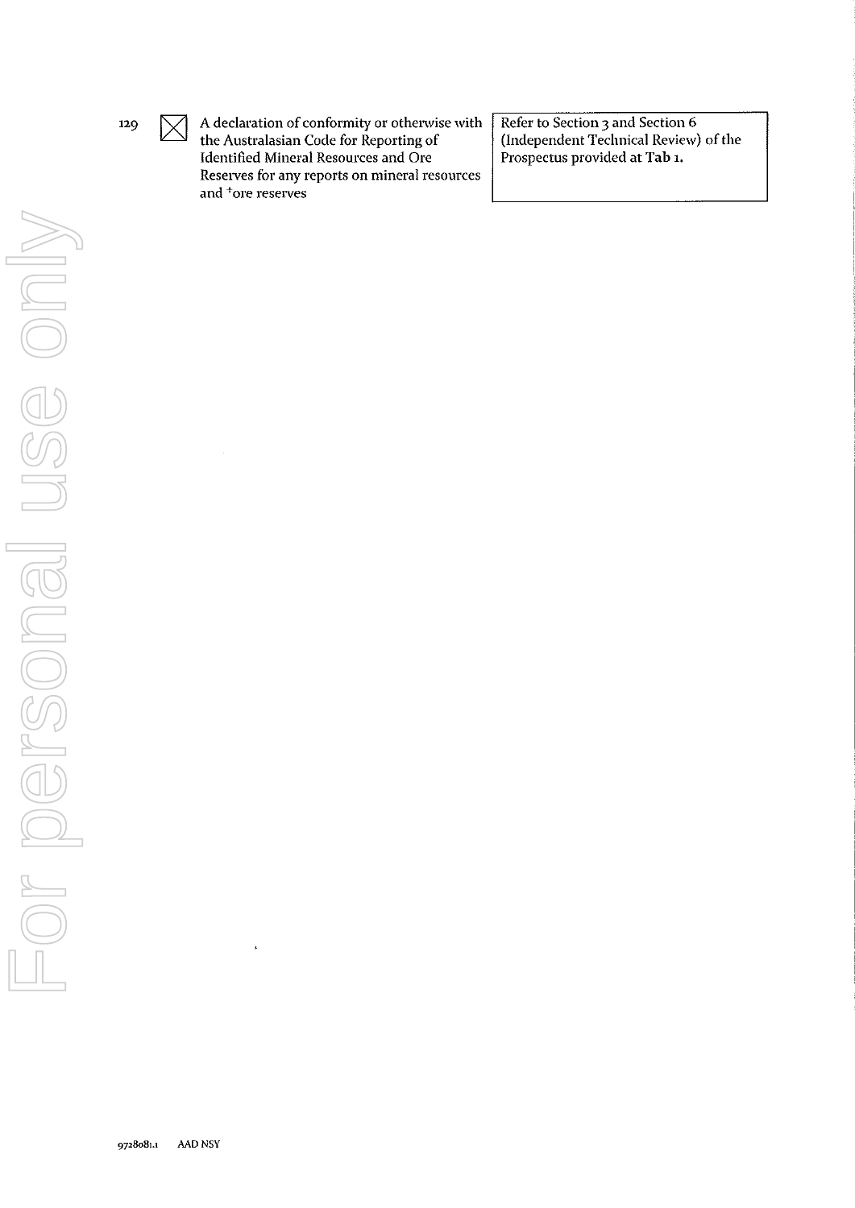| | | | |
|---|---|---|---|
| 129 | ☒ | A declaration of conformity or otherwise with the Australasian Code for Reporting of Identified Mineral Resources and Ore Reserves for any reports on mineral resources and +ore reserves | Refer to Section 3 and Section 6 (Independent Technical Review) of the Prospectus provided at **Tab 1.** |

9728081.1 AAD NSY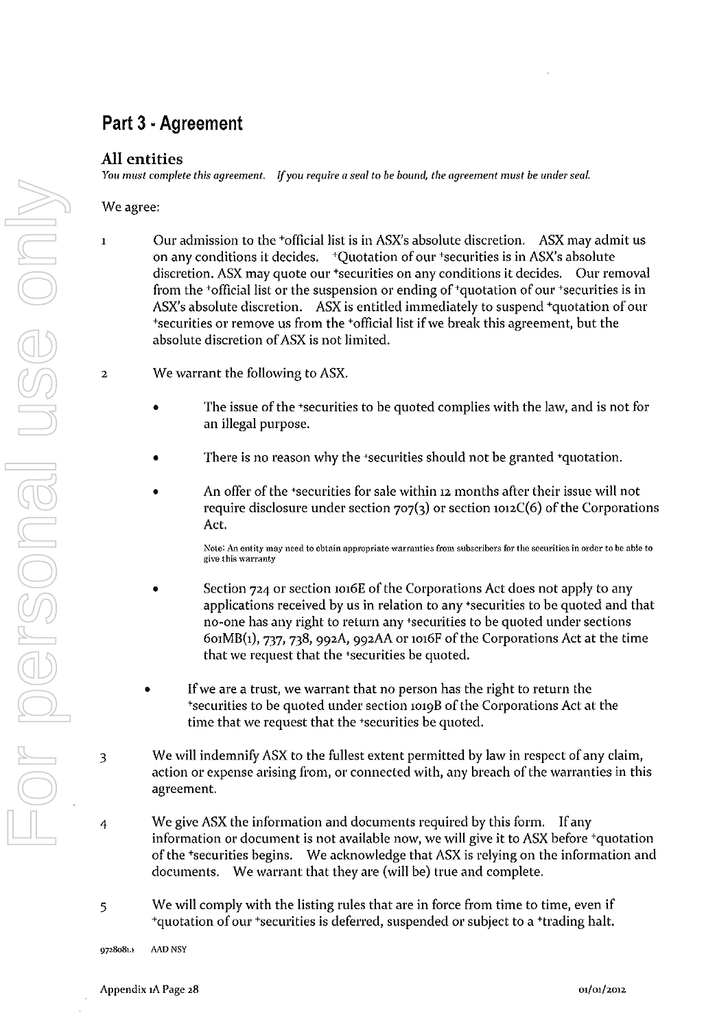## Part 3 - Agreement

### All entities

*You must complete this agreement. If you require a seal to be bound, the agreement must be under seal.*

We agree:

1. Our admission to the +official list is in ASX's absolute discretion. ASX may admit us on any conditions it decides. +Quotation of our +securities is in ASX's absolute discretion. ASX may quote our +securities on any conditions it decides. Our removal from the +official list or the suspension or ending of +quotation of our +securities is in ASX's absolute discretion. ASX is entitled immediately to suspend +quotation of our +securities or remove us from the +official list if we break this agreement, but the absolute discretion of ASX is not limited.

2. We warrant the following to ASX.

   - The issue of the +securities to be quoted complies with the law, and is not for an illegal purpose.

   - There is no reason why the +securities should not be granted +quotation.

   - An offer of the +securities for sale within 12 months after their issue will not require disclosure under section 707(3) or section 1012C(6) of the Corporations Act.

     Note: An entity may need to obtain appropriate warranties from subscribers for the securities in order to be able to give this warranty

   - Section 724 or section 1016E of the Corporations Act does not apply to any applications received by us in relation to any +securities to be quoted and that no-one has any right to return any +securities to be quoted under sections 601MB(1), 737, 738, 992A, 992AA or 1016F of the Corporations Act at the time that we request that the +securities be quoted.

   - If we are a trust, we warrant that no person has the right to return the +securities to be quoted under section 1019B of the Corporations Act at the time that we request that the +securities be quoted.

3. We will indemnify ASX to the fullest extent permitted by law in respect of any claim, action or expense arising from, or connected with, any breach of the warranties in this agreement.

4. We give ASX the information and documents required by this form. If any information or document is not available now, we will give it to ASX before +quotation of the +securities begins. We acknowledge that ASX is relying on the information and documents. We warrant that they are (will be) true and complete.

5. We will comply with the listing rules that are in force from time to time, even if +quotation of our +securities is deferred, suspended or subject to a +trading halt.

9728081.1 AAD NSY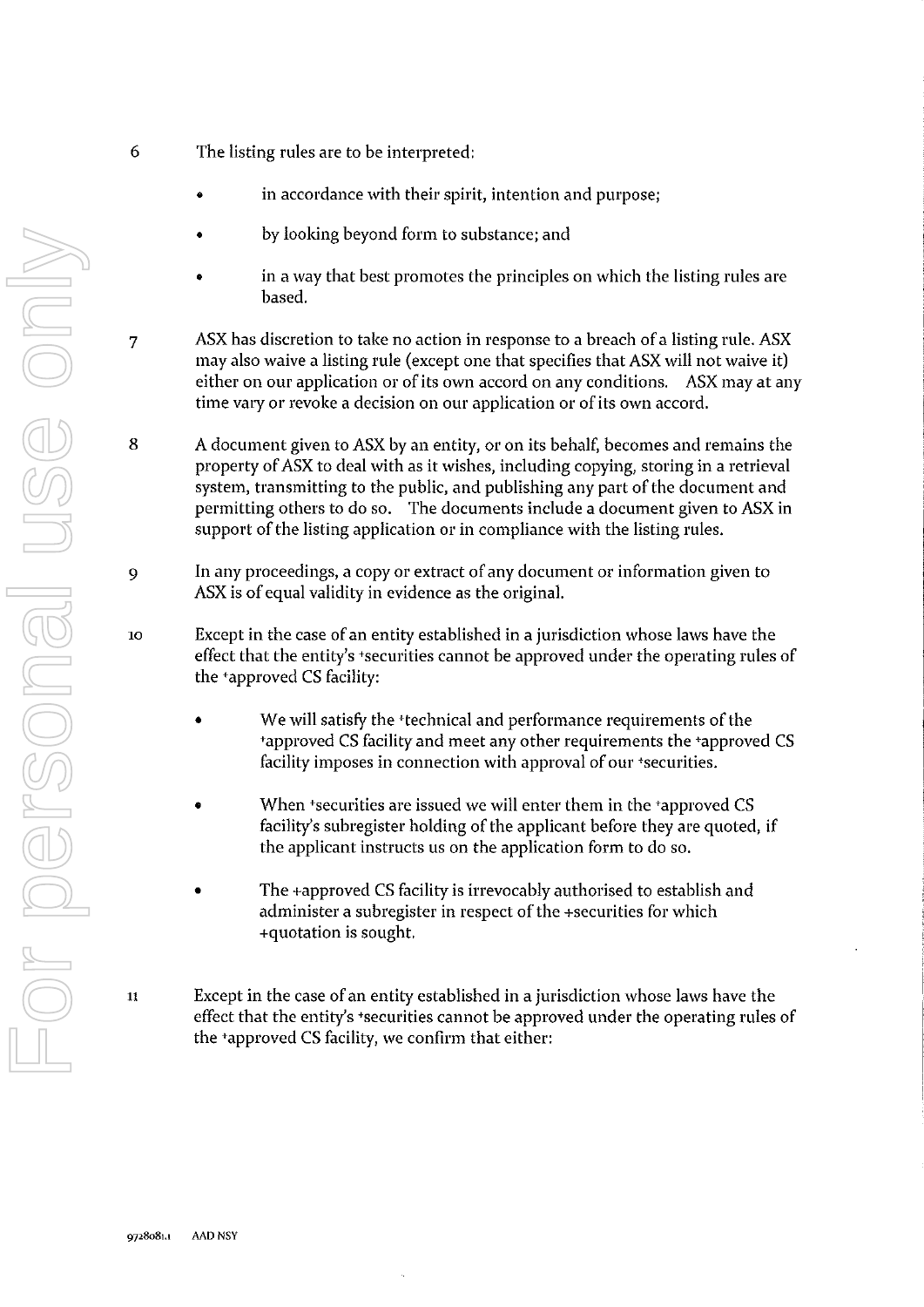6 The listing rules are to be interpreted:

- in accordance with their spirit, intention and purpose;
- by looking beyond form to substance; and
- in a way that best promotes the principles on which the listing rules are based.

7 ASX has discretion to take no action in response to a breach of a listing rule. ASX may also waive a listing rule (except one that specifies that ASX will not waive it) either on our application or of its own accord on any conditions. ASX may at any time vary or revoke a decision on our application or of its own accord.

8 A document given to ASX by an entity, or on its behalf, becomes and remains the property of ASX to deal with as it wishes, including copying, storing in a retrieval system, transmitting to the public, and publishing any part of the document and permitting others to do so. The documents include a document given to ASX in support of the listing application or in compliance with the listing rules.

9 In any proceedings, a copy or extract of any document or information given to ASX is of equal validity in evidence as the original.

10 Except in the case of an entity established in a jurisdiction whose laws have the effect that the entity's +securities cannot be approved under the operating rules of the +approved CS facility:

- We will satisfy the +technical and performance requirements of the +approved CS facility and meet any other requirements the +approved CS facility imposes in connection with approval of our +securities.
- When +securities are issued we will enter them in the +approved CS facility's subregister holding of the applicant before they are quoted, if the applicant instructs us on the application form to do so.
- The +approved CS facility is irrevocably authorised to establish and administer a subregister in respect of the +securities for which +quotation is sought.

11 Except in the case of an entity established in a jurisdiction whose laws have the effect that the entity's +securities cannot be approved under the operating rules of the +approved CS facility, we confirm that either: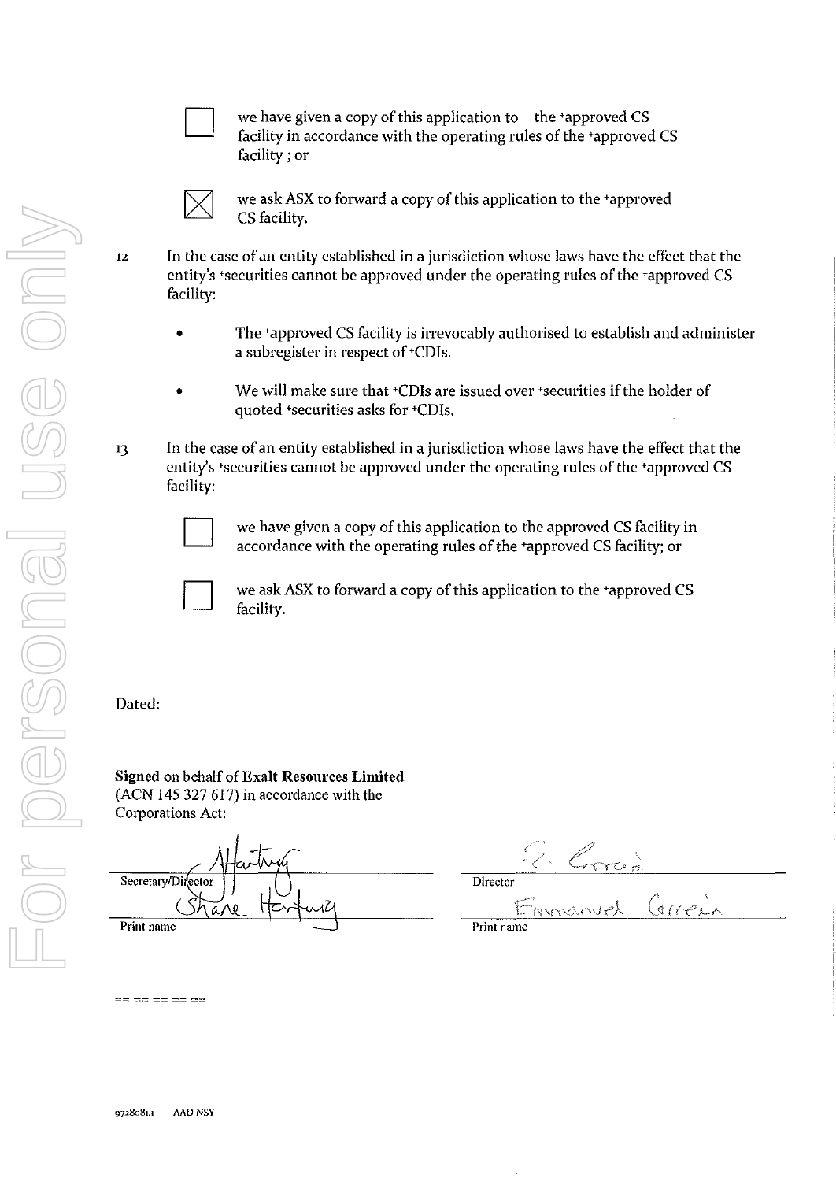- [ ] we have given a copy of this application to the +approved CS facility in accordance with the operating rules of the +approved CS facility ; or

- [x] we ask ASX to forward a copy of this application to the +approved CS facility.

12 In the case of an entity established in a jurisdiction whose laws have the effect that the entity's +securities cannot be approved under the operating rules of the +approved CS facility:

- The +approved CS facility is irrevocably authorised to establish and administer a subregister in respect of +CDIs.
- We will make sure that +CDIs are issued over +securities if the holder of quoted +securities asks for +CDIs.

13 In the case of an entity established in a jurisdiction whose laws have the effect that the entity's +securities cannot be approved under the operating rules of the +approved CS facility:

- [ ] we have given a copy of this application to the approved CS facility in accordance with the operating rules of the +approved CS facility; or

- [ ] we ask ASX to forward a copy of this application to the +approved CS facility.

Dated:

**Signed** on behalf of **Exalt Resources Limited** (ACN 145 327 617) in accordance with the Corporations Act:

| | |
|---|---|
| Secretary/Director | Director |
| Shane Hartwig | Emmanuel Correia |
| Print name | Print name |

== == == == ==

9728081.1 AAD NSY